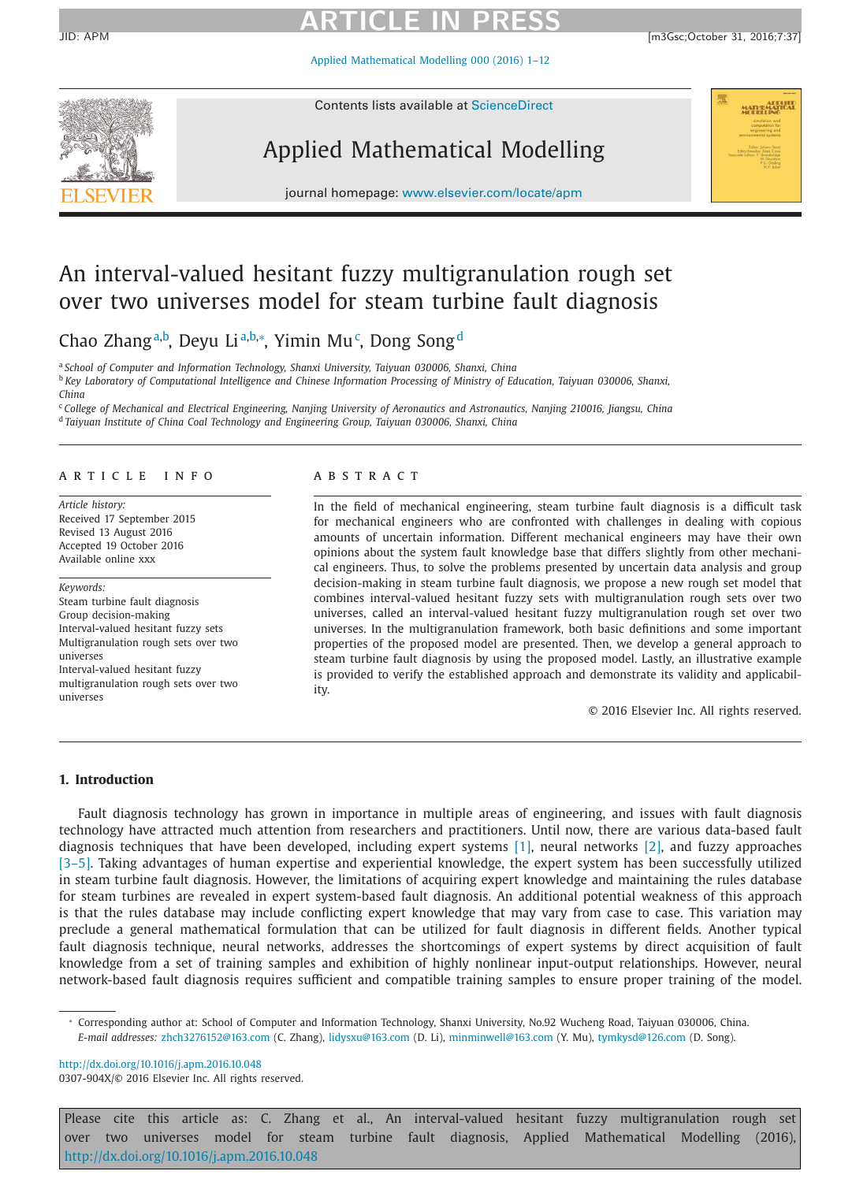# An interval-valued hesitant fuzzy multigranulation rough set over two universes model for steam turbine fault diagnosis

Chao Zhang[a,b], Deyu Li[a,b,*], Yimin Mu[c], Dong Song[d]

[a] School of Computer and Information Technology, Shanxi University, Taiyuan 030006, Shanxi, China

[b] Key Laboratory of Computational Intelligence and Chinese Information Processing of Ministry of Education, Taiyuan 030006, Shanxi, China

[c] College of Mechanical and Electrical Engineering, Nanjing University of Aeronautics and Astronautics, Nanjing 210016, Jiangsu, China

[d] Taiyuan Institute of China Coal Technology and Engineering Group, Taiyuan 030006, Shanxi, China

## ARTICLE INFO

*Article history:*
Received 17 September 2015
Revised 13 August 2016
Accepted 19 October 2016
Available online xxx

*Keywords:*
Steam turbine fault diagnosis
Group decision-making
Interval-valued hesitant fuzzy sets
Multigranulation rough sets over two universes
Interval-valued hesitant fuzzy multigranulation rough sets over two universes

## ABSTRACT

In the field of mechanical engineering, steam turbine fault diagnosis is a difficult task for mechanical engineers who are confronted with challenges in dealing with copious amounts of uncertain information. Different mechanical engineers may have their own opinions about the system fault knowledge base that differs slightly from other mechanical engineers. Thus, to solve the problems presented by uncertain data analysis and group decision-making in steam turbine fault diagnosis, we propose a new rough set model that combines interval-valued hesitant fuzzy sets with multigranulation rough sets over two universes, called an interval-valued hesitant fuzzy multigranulation rough set over two universes. In the multigranulation framework, both basic definitions and some important properties of the proposed model are presented. Then, we develop a general approach to steam turbine fault diagnosis by using the proposed model. Lastly, an illustrative example is provided to verify the established approach and demonstrate its validity and applicability.

© 2016 Elsevier Inc. All rights reserved.

## 1. Introduction

Fault diagnosis technology has grown in importance in multiple areas of engineering, and issues with fault diagnosis technology have attracted much attention from researchers and practitioners. Until now, there are various data-based fault diagnosis techniques that have been developed, including expert systems [1], neural networks [2], and fuzzy approaches [3–5]. Taking advantages of human expertise and experiential knowledge, the expert system has been successfully utilized in steam turbine fault diagnosis. However, the limitations of acquiring expert knowledge and maintaining the rules database for steam turbines are revealed in expert system-based fault diagnosis. An additional potential weakness of this approach is that the rules database may include conflicting expert knowledge that may vary from case to case. This variation may preclude a general mathematical formulation that can be utilized for fault diagnosis in different fields. Another typical fault diagnosis technique, neural networks, addresses the shortcomings of expert systems by direct acquisition of fault knowledge from a set of training samples and exhibition of highly nonlinear input-output relationships. However, neural network-based fault diagnosis requires sufficient and compatible training samples to ensure proper training of the model.

* Corresponding author at: School of Computer and Information Technology, Shanxi University, No.92 Wucheng Road, Taiyuan 030006, China.
*E-mail addresses:* zhch3276152@163.com (C. Zhang), lidysxu@163.com (D. Li), minminwell@163.com (Y. Mu), tymkysd@126.com (D. Song).

http://dx.doi.org/10.1016/j.apm.2016.10.048
0307-904X/© 2016 Elsevier Inc. All rights reserved.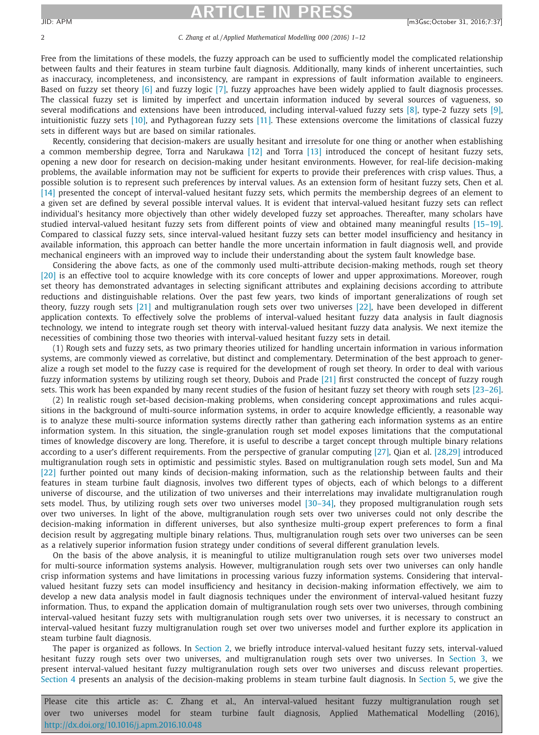Free from the limitations of these models, the fuzzy approach can be used to sufficiently model the complicated relationship between faults and their features in steam turbine fault diagnosis. Additionally, many kinds of inherent uncertainties, such as inaccuracy, incompleteness, and inconsistency, are rampant in expressions of fault information available to engineers. Based on fuzzy set theory [6] and fuzzy logic [7], fuzzy approaches have been widely applied to fault diagnosis processes. The classical fuzzy set is limited by imperfect and uncertain information induced by several sources of vagueness, so several modifications and extensions have been introduced, including interval-valued fuzzy sets [8], type-2 fuzzy sets [9], intuitionistic fuzzy sets [10], and Pythagorean fuzzy sets [11]. These extensions overcome the limitations of classical fuzzy sets in different ways but are based on similar rationales.

Recently, considering that decision-makers are usually hesitant and irresolute for one thing or another when establishing a common membership degree, Torra and Narukawa [12] and Torra [13] introduced the concept of hesitant fuzzy sets, opening a new door for research on decision-making under hesitant environments. However, for real-life decision-making problems, the available information may not be sufficient for experts to provide their preferences with crisp values. Thus, a possible solution is to represent such preferences by interval values. As an extension form of hesitant fuzzy sets, Chen et al. [14] presented the concept of interval-valued hesitant fuzzy sets, which permits the membership degrees of an element to a given set are defined by several possible interval values. It is evident that interval-valued hesitant fuzzy sets can reflect individual's hesitancy more objectively than other widely developed fuzzy set approaches. Thereafter, many scholars have studied interval-valued hesitant fuzzy sets from different points of view and obtained many meaningful results [15–19]. Compared to classical fuzzy sets, since interval-valued hesitant fuzzy sets can better model insufficiency and hesitancy in available information, this approach can better handle the more uncertain information in fault diagnosis well, and provide mechanical engineers with an improved way to include their understanding about the system fault knowledge base.

Considering the above facts, as one of the commonly used multi-attribute decision-making methods, rough set theory [20] is an effective tool to acquire knowledge with its core concepts of lower and upper approximations. Moreover, rough set theory has demonstrated advantages in selecting significant attributes and explaining decisions according to attribute reductions and distinguishable relations. Over the past few years, two kinds of important generalizations of rough set theory, fuzzy rough sets [21] and multigranulation rough sets over two universes [22], have been developed in different application contexts. To effectively solve the problems of interval-valued hesitant fuzzy data analysis in fault diagnosis technology, we intend to integrate rough set theory with interval-valued hesitant fuzzy data analysis. We next itemize the necessities of combining those two theories with interval-valued hesitant fuzzy sets in detail.

(1) Rough sets and fuzzy sets, as two primary theories utilized for handling uncertain information in various information systems, are commonly viewed as correlative, but distinct and complementary. Determination of the best approach to generalize a rough set model to the fuzzy case is required for the development of rough set theory. In order to deal with various fuzzy information systems by utilizing rough set theory, Dubois and Prade [21] first constructed the concept of fuzzy rough sets. This work has been expanded by many recent studies of the fusion of hesitant fuzzy set theory with rough sets [23–26].

(2) In realistic rough set-based decision-making problems, when considering concept approximations and rules acquisitions in the background of multi-source information systems, in order to acquire knowledge efficiently, a reasonable way is to analyze these multi-source information systems directly rather than gathering each information systems as an entire information system. In this situation, the single-granulation rough set model exposes limitations that the computational times of knowledge discovery are long. Therefore, it is useful to describe a target concept through multiple binary relations according to a user's different requirements. From the perspective of granular computing [27], Qian et al. [28,29] introduced multigranulation rough sets in optimistic and pessimistic styles. Based on multigranulation rough sets model, Sun and Ma [22] further pointed out many kinds of decision-making information, such as the relationship between faults and their features in steam turbine fault diagnosis, involves two different types of objects, each of which belongs to a different universe of discourse, and the utilization of two universes and their interrelations may invalidate multigranulation rough sets model. Thus, by utilizing rough sets over two universes model [30–34], they proposed multigranulation rough sets over two universes. In light of the above, multigranulation rough sets over two universes could not only describe the decision-making information in different universes, but also synthesize multi-group expert preferences to form a final decision result by aggregating multiple binary relations. Thus, multigranulation rough sets over two universes can be seen as a relatively superior information fusion strategy under conditions of several different granulation levels.

On the basis of the above analysis, it is meaningful to utilize multigranulation rough sets over two universes model for multi-source information systems analysis. However, multigranulation rough sets over two universes can only handle crisp information systems and have limitations in processing various fuzzy information systems. Considering that interval-valued hesitant fuzzy sets can model insufficiency and hesitancy in decision-making information effectively, we aim to develop a new data analysis model in fault diagnosis techniques under the environment of interval-valued hesitant fuzzy information. Thus, to expand the application domain of multigranulation rough sets over two universes, through combining interval-valued hesitant fuzzy sets with multigranulation rough sets over two universes, it is necessary to construct an interval-valued hesitant fuzzy multigranulation rough set over two universes model and further explore its application in steam turbine fault diagnosis.

The paper is organized as follows. In Section 2, we briefly introduce interval-valued hesitant fuzzy sets, interval-valued hesitant fuzzy rough sets over two universes, and multigranulation rough sets over two universes. In Section 3, we present interval-valued hesitant fuzzy multigranulation rough sets over two universes and discuss relevant properties. Section 4 presents an analysis of the decision-making problems in steam turbine fault diagnosis. In Section 5, we give the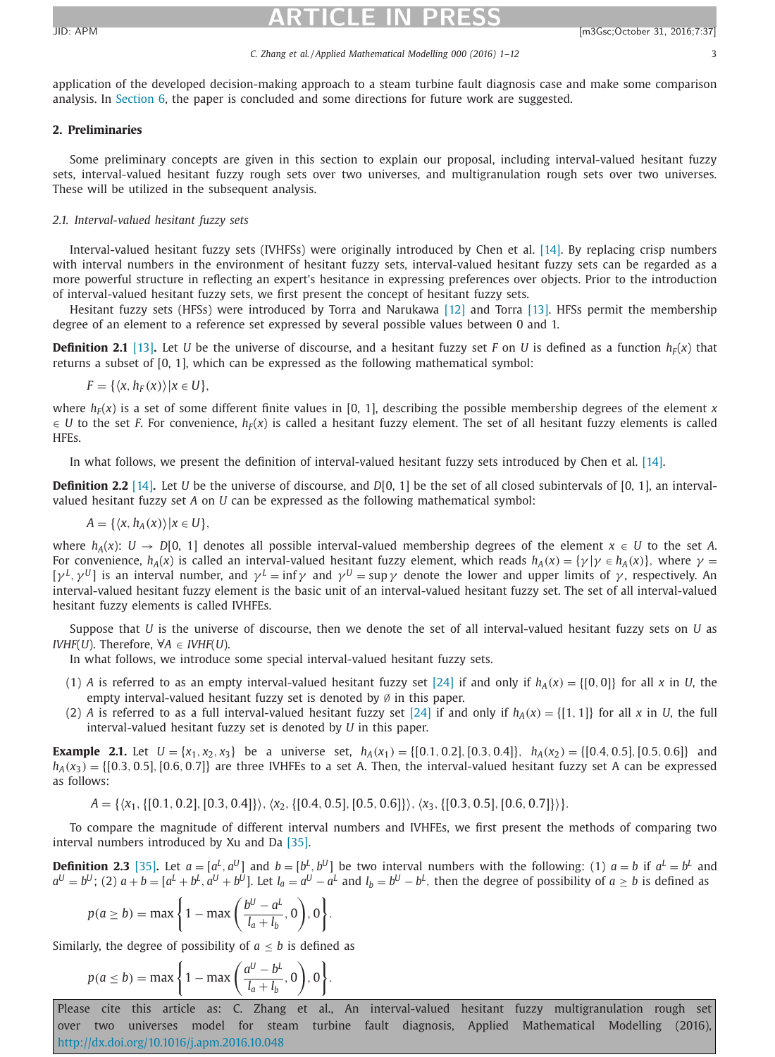application of the developed decision-making approach to a steam turbine fault diagnosis case and make some comparison analysis. In Section 6, the paper is concluded and some directions for future work are suggested.

## 2. Preliminaries

Some preliminary concepts are given in this section to explain our proposal, including interval-valued hesitant fuzzy sets, interval-valued hesitant fuzzy rough sets over two universes, and multigranulation rough sets over two universes. These will be utilized in the subsequent analysis.

### 2.1. Interval-valued hesitant fuzzy sets

Interval-valued hesitant fuzzy sets (IVHFSs) were originally introduced by Chen et al. [14]. By replacing crisp numbers with interval numbers in the environment of hesitant fuzzy sets, interval-valued hesitant fuzzy sets can be regarded as a more powerful structure in reflecting an expert's hesitance in expressing preferences over objects. Prior to the introduction of interval-valued hesitant fuzzy sets, we first present the concept of hesitant fuzzy sets.

Hesitant fuzzy sets (HFSs) were introduced by Torra and Narukawa [12] and Torra [13]. HFSs permit the membership degree of an element to a reference set expressed by several possible values between 0 and 1.

**Definition 2.1** [13]**.** Let $U$ be the universe of discourse, and a hesitant fuzzy set $F$ on $U$ is defined as a function $h_F(x)$ that returns a subset of [0, 1], which can be expressed as the following mathematical symbol:

$$F = \{\langle x, h_F(x)\rangle | x \in U\},$$

where $h_F(x)$ is a set of some different finite values in [0, 1], describing the possible membership degrees of the element $x \in U$ to the set $F$. For convenience, $h_F(x)$ is called a hesitant fuzzy element. The set of all hesitant fuzzy elements is called HFEs.

In what follows, we present the definition of interval-valued hesitant fuzzy sets introduced by Chen et al. [14].

**Definition 2.2** [14]**.** Let $U$ be the universe of discourse, and $D[0, 1]$ be the set of all closed subintervals of [0, 1], an interval-valued hesitant fuzzy set $A$ on $U$ can be expressed as the following mathematical symbol:

$$A = \{\langle x, h_A(x)\rangle | x \in U\},$$

where $h_A(x)$: $U \to D[0, 1]$ denotes all possible interval-valued membership degrees of the element $x \in U$ to the set $A$. For convenience, $h_A(x)$ is called an interval-valued hesitant fuzzy element, which reads $h_A(x) = \{\gamma | \gamma \in h_A(x)\}$, where $\gamma = [\gamma^L, \gamma^U]$ is an interval number, and $\gamma^L = \inf \gamma$ and $\gamma^U = \sup \gamma$ denote the lower and upper limits of $\gamma$, respectively. An interval-valued hesitant fuzzy element is the basic unit of an interval-valued hesitant fuzzy set. The set of all interval-valued hesitant fuzzy elements is called IVHFEs.

Suppose that $U$ is the universe of discourse, then we denote the set of all interval-valued hesitant fuzzy sets on $U$ as $IVHF(U)$. Therefore, $\forall A \in IVHF(U)$.

In what follows, we introduce some special interval-valued hesitant fuzzy sets.

(1) $A$ is referred to as an empty interval-valued hesitant fuzzy set [24] if and only if $h_A(x) = \{[0, 0]\}$ for all $x$ in $U$, the empty interval-valued hesitant fuzzy set is denoted by $\emptyset$ in this paper.
(2) $A$ is referred to as a full interval-valued hesitant fuzzy set [24] if and only if $h_A(x) = \{[1, 1]\}$ for all $x$ in $U$, the full interval-valued hesitant fuzzy set is denoted by $U$ in this paper.

**Example 2.1.** Let $U = \{x_1, x_2, x_3\}$ be a universe set, $h_A(x_1) = \{[0.1, 0.2], [0.3, 0.4]\}$, $h_A(x_2) = \{[0.4, 0.5], [0.5, 0.6]\}$ and $h_A(x_3) = \{[0.3, 0.5], [0.6, 0.7]\}$ are three IVHFEs to a set A. Then, the interval-valued hesitant fuzzy set A can be expressed as follows:

$$A = \{\langle x_1, \{[0.1, 0.2], [0.3, 0.4]\}\rangle, \langle x_2, \{[0.4, 0.5], [0.5, 0.6]\}\rangle, \langle x_3, \{[0.3, 0.5], [0.6, 0.7]\}\rangle\}.$$

To compare the magnitude of different interval numbers and IVHFEs, we first present the methods of comparing two interval numbers introduced by Xu and Da [35].

**Definition 2.3** [35]**.** Let $a = [a^L, a^U]$ and $b = [b^L, b^U]$ be two interval numbers with the following: (1) $a = b$ if $a^L = b^L$ and $a^U = b^U$; (2) $a + b = [a^L + b^L, a^U + b^U]$. Let $l_a = a^U - a^L$ and $l_b = b^U - b^L$, then the degree of possibility of $a \geq b$ is defined as

$$p(a \geq b) = \max\left\{1 - \max\left(\frac{b^U - a^L}{l_a + l_b}, 0\right), 0\right\}.$$

Similarly, the degree of possibility of $a \leq b$ is defined as

$$p(a \leq b) = \max\left\{1 - \max\left(\frac{a^U - b^L}{l_a + l_b}, 0\right), 0\right\}.$$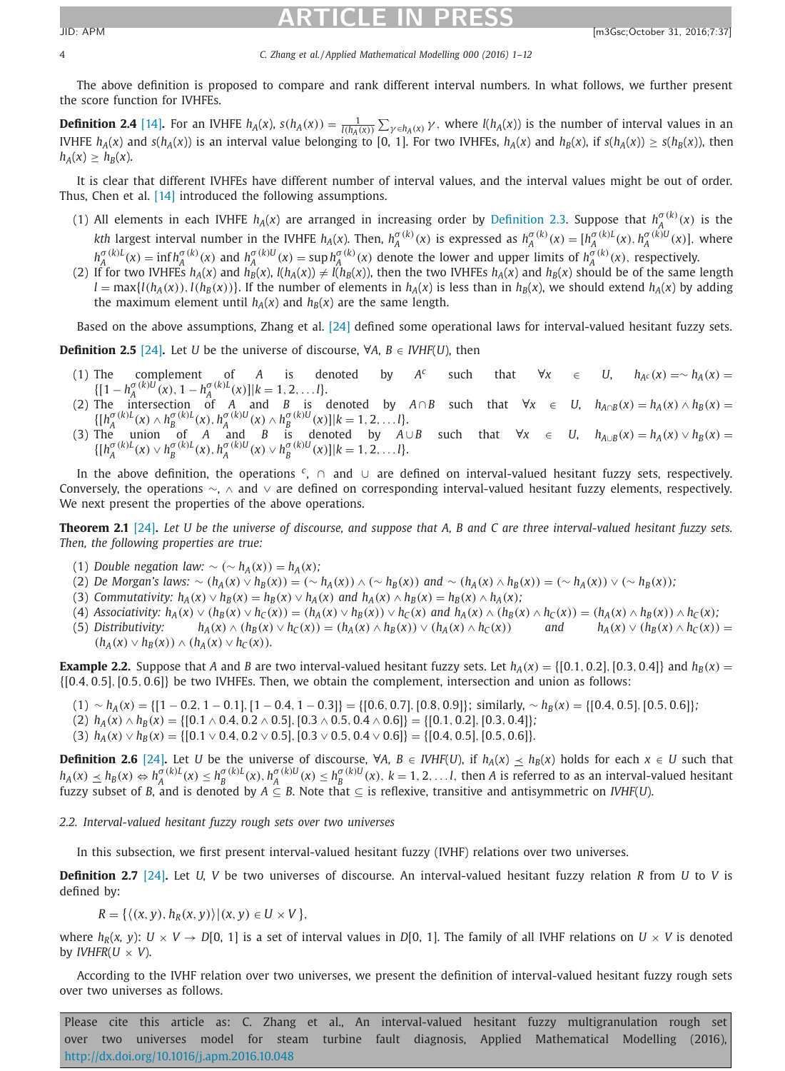The above definition is proposed to compare and rank different interval numbers. In what follows, we further present the score function for IVHFEs.

**Definition 2.4** [14]**.** For an IVHFE $h_A(x)$, $s(h_A(x)) = \frac{1}{l(h_A(x))}\sum_{\gamma \in h_A(x)} \gamma$, where $l(h_A(x))$ is the number of interval values in an IVHFE $h_A(x)$ and $s(h_A(x))$ is an interval value belonging to [0, 1]. For two IVHFEs, $h_A(x)$ and $h_B(x)$, if $s(h_A(x)) \geq s(h_B(x))$, then $h_A(x) \geq h_B(x)$.

It is clear that different IVHFEs have different number of interval values, and the interval values might be out of order. Thus, Chen et al. [14] introduced the following assumptions.

(1) All elements in each IVHFE $h_A(x)$ are arranged in increasing order by Definition 2.3. Suppose that $h_A^{\sigma(k)}(x)$ is the $k$th largest interval number in the IVHFE $h_A(x)$. Then, $h_A^{\sigma(k)}(x)$ is expressed as $h_A^{\sigma(k)}(x) = [h_A^{\sigma(k)L}(x), h_A^{\sigma(k)U}(x)]$, where $h_A^{\sigma(k)L}(x) = \inf h_A^{\sigma(k)}(x)$ and $h_A^{\sigma(k)U}(x) = \sup h_A^{\sigma(k)}(x)$ denote the lower and upper limits of $h_A^{\sigma(k)}(x)$, respectively.

(2) If for two IVHFEs $h_A(x)$ and $h_B(x)$, $l(h_A(x)) \neq l(h_B(x))$, then the two IVHFEs $h_A(x)$ and $h_B(x)$ should be of the same length $l = \max\{l(h_A(x)), l(h_B(x))\}$. If the number of elements in $h_A(x)$ is less than in $h_B(x)$, we should extend $h_A(x)$ by adding the maximum element until $h_A(x)$ and $h_B(x)$ are the same length.

Based on the above assumptions, Zhang et al. [24] defined some operational laws for interval-valued hesitant fuzzy sets.

**Definition 2.5** [24]**.** Let $U$ be the universe of discourse, $\forall A, B \in IVHF(U)$, then

(1) The complement of $A$ is denoted by $A^c$ such that $\forall x \in U$, $h_{A^c}(x) = \sim h_A(x) = \{[1 - h_A^{\sigma(k)U}(x), 1 - h_A^{\sigma(k)L}(x)] | k = 1, 2, \ldots l\}$.

(2) The intersection of $A$ and $B$ is denoted by $A \cap B$ such that $\forall x \in U$, $h_{A\cap B}(x) = h_A(x) \wedge h_B(x) = \{[h_A^{\sigma(k)L}(x) \wedge h_B^{\sigma(k)L}(x), h_A^{\sigma(k)U}(x) \wedge h_B^{\sigma(k)U}(x)] | k = 1, 2, \ldots l\}$.

(3) The union of $A$ and $B$ is denoted by $A \cup B$ such that $\forall x \in U$, $h_{A\cup B}(x) = h_A(x) \vee h_B(x) = \{[h_A^{\sigma(k)L}(x) \vee h_B^{\sigma(k)L}(x), h_A^{\sigma(k)U}(x) \vee h_B^{\sigma(k)U}(x)] | k = 1, 2, \ldots l\}$.

In the above definition, the operations $^c$, $\cap$ and $\cup$ are defined on interval-valued hesitant fuzzy sets, respectively. Conversely, the operations $\sim$, $\wedge$ and $\vee$ are defined on corresponding interval-valued hesitant fuzzy elements, respectively. We next present the properties of the above operations.

**Theorem 2.1** [24]**.** *Let U be the universe of discourse, and suppose that A, B and C are three interval-valued hesitant fuzzy sets. Then, the following properties are true:*

(1) *Double negation law:* $\sim(\sim h_A(x)) = h_A(x)$*;*

(2) *De Morgan's laws:* $\sim(h_A(x) \vee h_B(x)) = (\sim h_A(x)) \wedge (\sim h_B(x))$ *and* $\sim(h_A(x) \wedge h_B(x)) = (\sim h_A(x)) \vee (\sim h_B(x))$*;*

(3) *Commutativity:* $h_A(x) \vee h_B(x) = h_B(x) \vee h_A(x)$ *and* $h_A(x) \wedge h_B(x) = h_B(x) \wedge h_A(x)$*;*

(4) *Associativity:* $h_A(x) \vee (h_B(x) \vee h_C(x)) = (h_A(x) \vee h_B(x)) \vee h_C(x)$ *and* $h_A(x) \wedge (h_B(x) \wedge h_C(x)) = (h_A(x) \wedge h_B(x)) \wedge h_C(x)$*;*

(5) *Distributivity:* $h_A(x) \wedge (h_B(x) \vee h_C(x)) = (h_A(x) \wedge h_B(x)) \vee (h_A(x) \wedge h_C(x))$ *and* $h_A(x) \vee (h_B(x) \wedge h_C(x)) = (h_A(x) \vee h_B(x)) \wedge (h_A(x) \vee h_C(x))$.

**Example 2.2.** Suppose that $A$ and $B$ are two interval-valued hesitant fuzzy sets. Let $h_A(x) = \{[0.1, 0.2], [0.3, 0.4]\}$ and $h_B(x) = \{[0.4, 0.5], [0.5, 0.6]\}$ be two IVHFEs. Then, we obtain the complement, intersection and union as follows:

(1) $\sim h_A(x) = \{[1 - 0.2, 1 - 0.1], [1 - 0.4, 1 - 0.3]\} = \{[0.6, 0.7], [0.8, 0.9]\}$; similarly, $\sim h_B(x) = \{[0.4, 0.5], [0.5, 0.6]\}$;

(2) $h_A(x) \wedge h_B(x) = \{[0.1 \wedge 0.4, 0.2 \wedge 0.5], [0.3 \wedge 0.5, 0.4 \wedge 0.6]\} = \{[0.1, 0.2], [0.3, 0.4]\}$;

(3) $h_A(x) \vee h_B(x) = \{[0.1 \vee 0.4, 0.2 \vee 0.5], [0.3 \vee 0.5, 0.4 \vee 0.6]\} = \{[0.4, 0.5], [0.5, 0.6]\}$.

**Definition 2.6** [24]**.** Let $U$ be the universe of discourse, $\forall A, B \in IVHF(U)$, if $h_A(x) \preceq h_B(x)$ holds for each $x \in U$ such that $h_A(x) \preceq h_B(x) \Leftrightarrow h_A^{\sigma(k)L}(x) \leq h_B^{\sigma(k)L}(x), h_A^{\sigma(k)U}(x) \leq h_B^{\sigma(k)U}(x)$, $k = 1, 2, \ldots l$, then $A$ is referred to as an interval-valued hesitant fuzzy subset of $B$, and is denoted by $A \subseteq B$. Note that $\subseteq$ is reflexive, transitive and antisymmetric on $IVHF(U)$.

### 2.2. Interval-valued hesitant fuzzy rough sets over two universes

In this subsection, we first present interval-valued hesitant fuzzy (IVHF) relations over two universes.

**Definition 2.7** [24]**.** Let $U$, $V$ be two universes of discourse. An interval-valued hesitant fuzzy relation $R$ from $U$ to $V$ is defined by:

$$R = \{\langle (x, y), h_R(x, y)\rangle | (x, y) \in U \times V\},$$

where $h_R(x, y)$: $U \times V \to D[0, 1]$ is a set of interval values in $D[0, 1]$. The family of all IVHF relations on $U \times V$ is denoted by $IVHFR(U \times V)$.

According to the IVHF relation over two universes, we present the definition of interval-valued hesitant fuzzy rough sets over two universes as follows.

Please cite this article as: C. Zhang et al., An interval-valued hesitant fuzzy multigranulation rough set over two universes model for steam turbine fault diagnosis, Applied Mathematical Modelling (2016), http://dx.doi.org/10.1016/j.apm.2016.10.048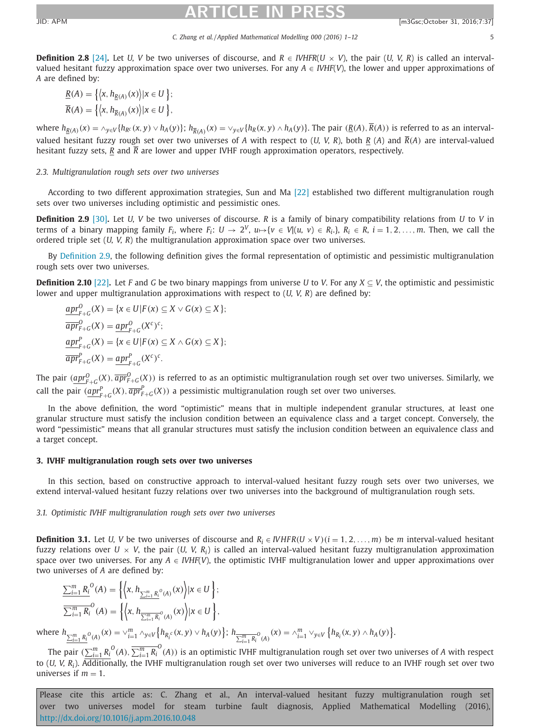**Definition 2.8** [24]**.** Let $U$, $V$ be two universes of discourse, and $R \in IVHFR(U \times V)$, the pair $(U, V, R)$ is called an interval-valued hesitant fuzzy approximation space over two universes. For any $A \in IVHF(V)$, the lower and upper approximations of $A$ are defined by:

$$\underline{R}(A) = \left\{ \left\langle x, h_{\underline{R}(A)}(x) \right\rangle | x \in U \right\};$$
$$\overline{R}(A) = \left\{ \left\langle x, h_{\overline{R}(A)}(x) \right\rangle | x \in U \right\},$$

where $h_{\underline{R}(A)}(x) = \wedge_{y \in V}\{h_{R^c}(x,y) \vee h_A(y)\}$; $h_{\overline{R}(A)}(x) = \vee_{y \in V}\{h_R(x,y) \wedge h_A(y)\}$. The pair $(\underline{R}(A), \overline{R}(A))$ is referred to as an interval-valued hesitant fuzzy rough set over two universes of $A$ with respect to $(U, V, R)$, both $\underline{R}(A)$ and $\overline{R}(A)$ are interval-valued hesitant fuzzy sets, $\underline{R}$ and $\overline{R}$ are lower and upper IVHF rough approximation operators, respectively.

### 2.3. Multigranulation rough sets over two universes

According to two different approximation strategies, Sun and Ma [22] established two different multigranulation rough sets over two universes including optimistic and pessimistic.

**Definition 2.9** [30]**.** Let $U$, $V$ be two universes of discourse. $R$ is a family of binary compatibility relations from $U$ to $V$ in terms of a binary mapping family $F_i$, where $F_i$: $U \to 2^V$, $u \mapsto \{v \in V | (u, v) \in R_i.\}$, $R_i \in R$, $i = 1, 2, \ldots, m$. Then, we call the ordered triple set $(U, V, R)$ the multigranulation approximation space over two universes.

By Definition 2.9, the following definition gives the formal representation of optimistic and pessimistic multigranulation rough sets over two universes.

**Definition 2.10** [22]**.** Let $F$ and $G$ be two binary mappings from universe $U$ to $V$. For any $X \subseteq V$, the optimistic and pessimistic lower and upper multigranulation approximations with respect to $(U, V, R)$ are defined by:

$$\underline{apr}^{O}_{F+G}(X) = \{x \in U | F(x) \subseteq X \vee G(x) \subseteq X\};$$
$$\overline{apr}^{O}_{F+G}(X) = \underline{apr}^{O}_{F+G}(X^c)^c;$$
$$\underline{apr}^{P}_{F+G}(X) = \{x \in U | F(x) \subseteq X \wedge G(x) \subseteq X\};$$
$$\overline{apr}^{P}_{F+G}(X) = \underline{apr}^{P}_{F+G}(X^c)^c.$$

The pair $(\underline{apr}^{O}_{F+G}(X), \overline{apr}^{O}_{F+G}(X))$ is referred to as an optimistic multigranulation rough set over two universes. Similarly, we call the pair $(\underline{apr}^{P}_{F+G}(X), \overline{apr}^{P}_{F+G}(X))$ a pessimistic multigranulation rough set over two universes.

In the above definition, the word "optimistic" means that in multiple independent granular structures, at least one granular structure must satisfy the inclusion condition between an equivalence class and a target concept. Conversely, the word "pessimistic" means that all granular structures must satisfy the inclusion condition between an equivalence class and a target concept.

## 3. IVHF multigranulation rough sets over two universes

In this section, based on constructive approach to interval-valued hesitant fuzzy rough sets over two universes, we extend interval-valued hesitant fuzzy relations over two universes into the background of multigranulation rough sets.

### 3.1. Optimistic IVHF multigranulation rough sets over two universes

**Definition 3.1.** Let $U$, $V$ be two universes of discourse and $R_i \in IVHFR(U \times V) (i = 1, 2, \ldots, m)$ be $m$ interval-valued hesitant fuzzy relations over $U \times V$, the pair $(U, V, R_i)$ is called an interval-valued hesitant fuzzy multigranulation approximation space over two universes. For any $A \in IVHF(V)$, the optimistic IVHF multigranulation lower and upper approximations over two universes of $A$ are defined by:

$$\underline{\sum_{i=1}^{m} R_i}^{O}(A) = \left\{ \left\langle x, h_{\underline{\sum_{i=1}^{m} R_i}^{O}(A)}(x) \right\rangle | x \in U \right\};$$
$$\overline{\sum_{i=1}^{m} R_i}^{O}(A) = \left\{ \left\langle x, h_{\overline{\sum_{i=1}^{m} R_i}^{O}(A)}(x) \right\rangle | x \in U \right\},$$

where $h_{\underline{\sum_{i=1}^{m} R_i}^{O}(A)}(x) = \vee_{i=1}^{m} \wedge_{y \in V}\left\{h_{R_i^c}(x,y) \vee h_A(y)\right\}$; $h_{\overline{\sum_{i=1}^{m} R_i}^{O}(A)}(x) = \wedge_{i=1}^{m} \vee_{y \in V}\left\{h_{R_i}(x,y) \wedge h_A(y)\right\}$.

The pair $(\underline{\sum_{i=1}^{m} R_i}^{O}(A), \overline{\sum_{i=1}^{m} R_i}^{O}(A))$ is an optimistic IVHF multigranulation rough set over two universes of $A$ with respect to $(U, V, R_i)$. Additionally, the IVHF multigranulation rough set over two universes will reduce to an IVHF rough set over two universes if $m = 1$.

Please cite this article as: C. Zhang et al., An interval-valued hesitant fuzzy multigranulation rough set over two universes model for steam turbine fault diagnosis, Applied Mathematical Modelling (2016), http://dx.doi.org/10.1016/j.apm.2016.10.048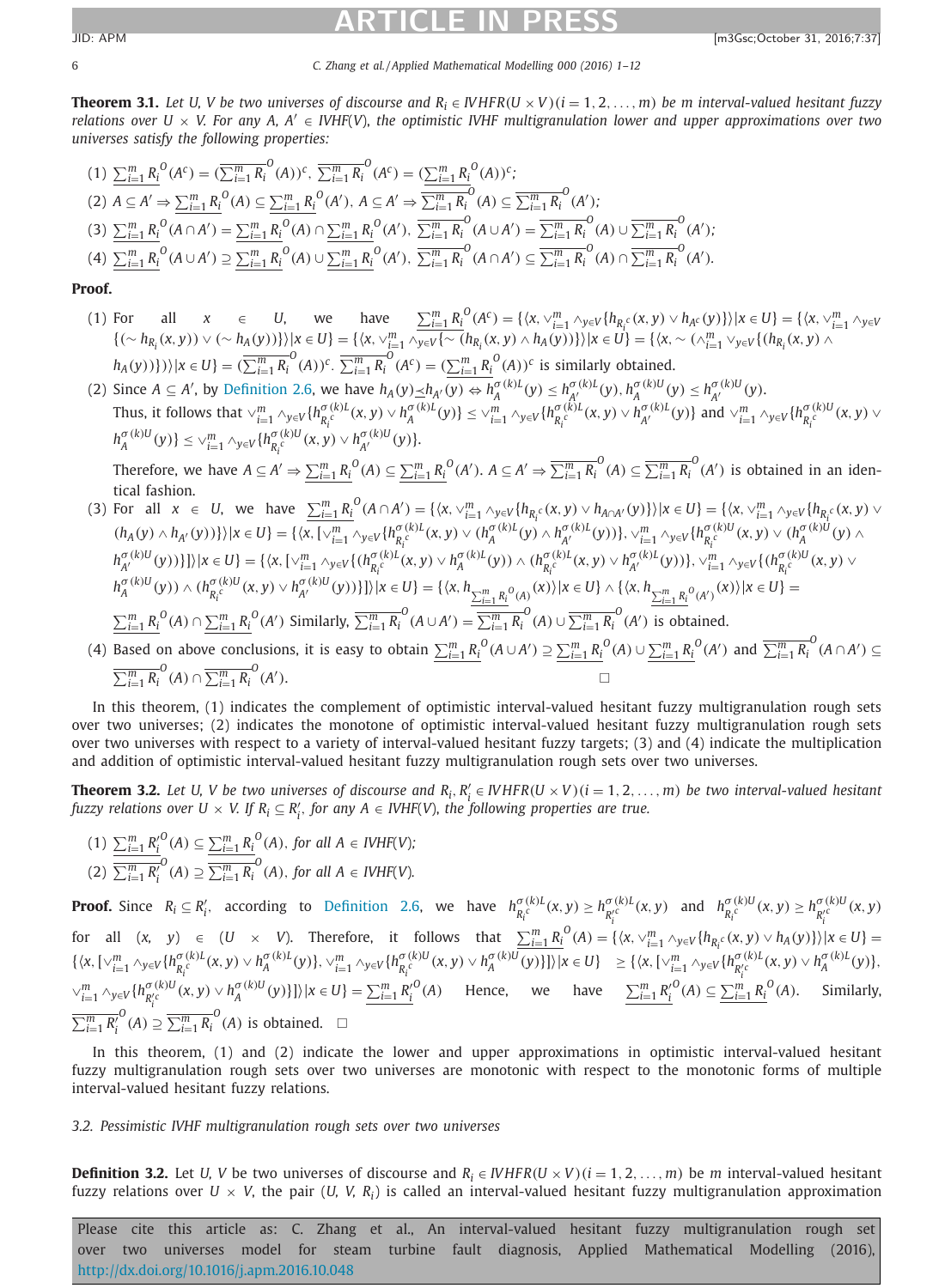**Theorem 3.1.** *Let U, V be two universes of discourse and $R_i \in IVHFR(U \times V)(i = 1, 2, \ldots, m)$ be m interval-valued hesitant fuzzy relations over $U \times V$. For any $A, A' \in IVHF(V)$, the optimistic IVHF multigranulation lower and upper approximations over two universes satisfy the following properties:*

(1) $\underline{\sum_{i=1}^m R_i}^O(A^c) = (\overline{\sum_{i=1}^m R_i}^O(A))^c$, $\overline{\sum_{i=1}^m R_i}^O(A^c) = (\underline{\sum_{i=1}^m R_i}^O(A))^c$;

(2) $A \subseteq A' \Rightarrow \underline{\sum_{i=1}^m R_i}^O(A) \subseteq \underline{\sum_{i=1}^m R_i}^O(A')$, $A \subseteq A' \Rightarrow \overline{\sum_{i=1}^m R_i}^O(A) \subseteq \overline{\sum_{i=1}^m R_i}^O(A')$;

(3) $\underline{\sum_{i=1}^m R_i}^O(A \cap A') = \underline{\sum_{i=1}^m R_i}^O(A) \cap \underline{\sum_{i=1}^m R_i}^O(A')$, $\overline{\sum_{i=1}^m R_i}^O(A \cup A') = \overline{\sum_{i=1}^m R_i}^O(A) \cup \overline{\sum_{i=1}^m R_i}^O(A')$;

(4) $\underline{\sum_{i=1}^m R_i}^O(A \cup A') \supseteq \underline{\sum_{i=1}^m R_i}^O(A) \cup \underline{\sum_{i=1}^m R_i}^O(A')$, $\overline{\sum_{i=1}^m R_i}^O(A \cap A') \subseteq \overline{\sum_{i=1}^m R_i}^O(A) \cap \overline{\sum_{i=1}^m R_i}^O(A')$.

**Proof.**

(1) For all $x \in U$, we have $\underline{\sum_{i=1}^m R_i}^O(A^c) = \{\langle x, \vee_{i=1}^m \wedge_{y \in V}\{h_{R_i^c}(x,y) \vee h_{A^c}(y)\}\rangle | x \in U\} = \{\langle x, \vee_{i=1}^m \wedge_{y \in V}\{(\sim h_{R_i}(x,y)) \vee (\sim h_A(y))\}\rangle | x \in U\} = \{\langle x, \vee_{i=1}^m \wedge_{y \in V}\{\sim (h_{R_i}(x,y) \wedge h_A(y))\}\rangle | x \in U\} = \{\langle x, \sim (\wedge_{i=1}^m \vee_{y \in V}\{(h_{R_i}(x,y) \wedge h_A(y))\})\rangle | x \in U\} = (\overline{\sum_{i=1}^m R_i}^O(A))^c$. $\overline{\sum_{i=1}^m R_i}^O(A^c) = (\underline{\sum_{i=1}^m R_i}^O(A))^c$ is similarly obtained.

(2) Since $A \subseteq A'$, by Definition 2.6, we have $h_A(y) \preceq h_{A'}(y) \Leftrightarrow h_A^{\sigma(k)L}(y) \leq h_{A'}^{\sigma(k)L}(y), h_A^{\sigma(k)U}(y) \leq h_{A'}^{\sigma(k)U}(y)$.
Thus, it follows that $\vee_{i=1}^m \wedge_{y \in V}\{h_{R_i^c}^{\sigma(k)L}(x,y) \vee h_A^{\sigma(k)L}(y)\} \leq \vee_{i=1}^m \wedge_{y \in V}\{h_{R_i^c}^{\sigma(k)L}(x,y) \vee h_{A'}^{\sigma(k)L}(y)\}$ and $\vee_{i=1}^m \wedge_{y \in V}\{h_{R_i^c}^{\sigma(k)U}(x,y) \vee h_A^{\sigma(k)U}(y)\} \leq \vee_{i=1}^m \wedge_{y \in V}\{h_{R_i^c}^{\sigma(k)U}(x,y) \vee h_{A'}^{\sigma(k)U}(y)\}$.
Therefore, we have $A \subseteq A' \Rightarrow \underline{\sum_{i=1}^m R_i}^O(A) \subseteq \underline{\sum_{i=1}^m R_i}^O(A')$. $A \subseteq A' \Rightarrow \overline{\sum_{i=1}^m R_i}^O(A) \subseteq \overline{\sum_{i=1}^m R_i}^O(A')$ is obtained in an identical fashion.

(3) For all $x \in U$, we have $\underline{\sum_{i=1}^m R_i}^O(A \cap A') = \{\langle x, \vee_{i=1}^m \wedge_{y \in V}\{h_{R_i^c}(x,y) \vee h_{A \cap A'}(y)\}\rangle | x \in U\} = \{\langle x, \vee_{i=1}^m \wedge_{y \in V}\{h_{R_i^c}(x,y) \vee (h_A(y) \wedge h_{A'}(y))\}\rangle | x \in U\} = \{\langle x, [\vee_{i=1}^m \wedge_{y \in V}\{h_{R_i^c}^{\sigma(k)L}(x,y) \vee (h_A^{\sigma(k)L}(y) \wedge h_{A'}^{\sigma(k)L}(y))\}, \vee_{i=1}^m \wedge_{y \in V}\{h_{R_i^c}^{\sigma(k)U}(x,y) \vee (h_A^{\sigma(k)U}(y) \wedge h_{A'}^{\sigma(k)U}(y))\}]\rangle | x \in U\} = \{\langle x, [\vee_{i=1}^m \wedge_{y \in V}\{(h_{R_i^c}^{\sigma(k)L}(x,y) \vee h_A^{\sigma(k)L}(y)) \wedge (h_{R_i^c}^{\sigma(k)L}(x,y) \vee h_{A'}^{\sigma(k)L}(y))\}, \vee_{i=1}^m \wedge_{y \in V}\{(h_{R_i^c}^{\sigma(k)U}(x,y) \vee h_A^{\sigma(k)U}(y)) \wedge (h_{R_i^c}^{\sigma(k)U}(x,y) \vee h_{A'}^{\sigma(k)U}(y))\}]\rangle | x \in U\} = \{\langle x, h_{\underline{\sum_{i=1}^m R_i}^O(A)}(x)\rangle | x \in U\} \wedge \{\langle x, h_{\underline{\sum_{i=1}^m R_i}^O(A')}(x)\rangle | x \in U\} = \underline{\sum_{i=1}^m R_i}^O(A) \cap \underline{\sum_{i=1}^m R_i}^O(A')$ Similarly, $\overline{\sum_{i=1}^m R_i}^O(A \cup A') = \overline{\sum_{i=1}^m R_i}^O(A) \cup \overline{\sum_{i=1}^m R_i}^O(A')$ is obtained.

(4) Based on above conclusions, it is easy to obtain $\underline{\sum_{i=1}^m R_i}^O(A \cup A') \supseteq \underline{\sum_{i=1}^m R_i}^O(A) \cup \underline{\sum_{i=1}^m R_i}^O(A')$ and $\overline{\sum_{i=1}^m R_i}^O(A \cap A') \subseteq \overline{\sum_{i=1}^m R_i}^O(A) \cap \overline{\sum_{i=1}^m R_i}^O(A')$. □

In this theorem, (1) indicates the complement of optimistic interval-valued hesitant fuzzy multigranulation rough sets over two universes; (2) indicates the monotone of optimistic interval-valued hesitant fuzzy multigranulation rough sets over two universes with respect to a variety of interval-valued hesitant fuzzy targets; (3) and (4) indicate the multiplication and addition of optimistic interval-valued hesitant fuzzy multigranulation rough sets over two universes.

**Theorem 3.2.** *Let U, V be two universes of discourse and $R_i, R_i' \in IVHFR(U \times V)(i = 1, 2, \ldots, m)$ be two interval-valued hesitant fuzzy relations over $U \times V$. If $R_i \subseteq R_i'$, for any $A \in IVHF(V)$, the following properties are true.*

(1) $\underline{\sum_{i=1}^m R_i'}^O(A) \subseteq \underline{\sum_{i=1}^m R_i}^O(A)$, *for all* $A \in IVHF(V)$;

(2) $\overline{\sum_{i=1}^m R_i'}^O(A) \supseteq \overline{\sum_{i=1}^m R_i}^O(A)$, *for all* $A \in IVHF(V)$.

**Proof.** Since $R_i \subseteq R_i'$, according to Definition 2.6, we have $h_{R_i^c}^{\sigma(k)L}(x,y) \geq h_{R_i'^c}^{\sigma(k)L}(x,y)$ and $h_{R_i^c}^{\sigma(k)U}(x,y) \geq h_{R_i'^c}^{\sigma(k)U}(x,y)$ for all $(x, y) \in (U \times V)$. Therefore, it follows that $\underline{\sum_{i=1}^m R_i}^O(A) = \{\langle x, \vee_{i=1}^m \wedge_{y \in V}\{h_{R_i^c}(x,y) \vee h_A(y)\}\rangle | x \in U\} = \{\langle x, [\vee_{i=1}^m \wedge_{y \in V}\{h_{R_i^c}^{\sigma(k)L}(x,y) \vee h_A^{\sigma(k)L}(y)\}, \vee_{i=1}^m \wedge_{y \in V}\{h_{R_i^c}^{\sigma(k)U}(x,y) \vee h_A^{\sigma(k)U}(y)\}]\rangle | x \in U\} \geq \{\langle x, [\vee_{i=1}^m \wedge_{y \in V}\{h_{R_i'^c}^{\sigma(k)L}(x,y) \vee h_A^{\sigma(k)L}(y)\}, \vee_{i=1}^m \wedge_{y \in V}\{h_{R_i'^c}^{\sigma(k)U}(x,y) \vee h_A^{\sigma(k)U}(y)\}]\rangle | x \in U\} = \underline{\sum_{i=1}^m R_i'}^O(A)$ Hence, we have $\underline{\sum_{i=1}^m R_i'}^O(A) \subseteq \underline{\sum_{i=1}^m R_i}^O(A)$. Similarly, $\overline{\sum_{i=1}^m R_i'}^O(A) \supseteq \overline{\sum_{i=1}^m R_i}^O(A)$ is obtained. □

In this theorem, (1) and (2) indicate the lower and upper approximations in optimistic interval-valued hesitant fuzzy multigranulation rough sets over two universes are monotonic with respect to the monotonic forms of multiple interval-valued hesitant fuzzy relations.

### 3.2. Pessimistic IVHF multigranulation rough sets over two universes

**Definition 3.2.** Let U, V be two universes of discourse and $R_i \in IVHFR(U \times V)(i = 1, 2, \ldots, m)$ be m interval-valued hesitant fuzzy relations over $U \times V$, the pair $(U, V, R_i)$ is called an interval-valued hesitant fuzzy multigranulation approximation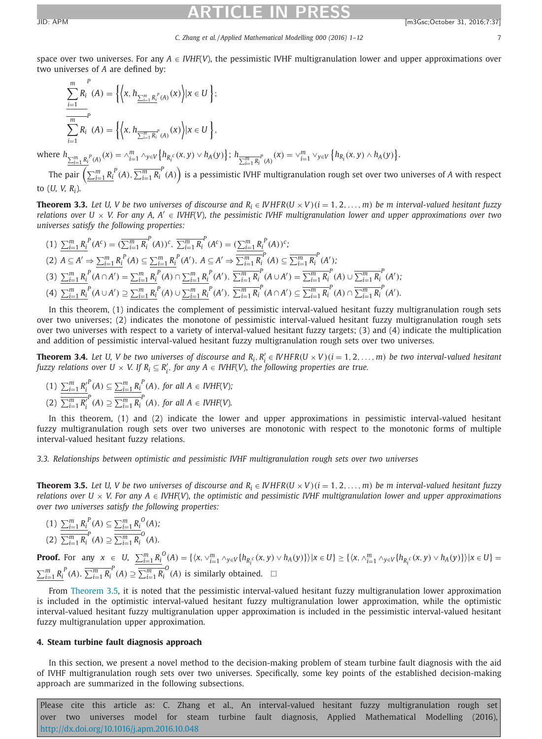space over two universes. For any $A \in IVHF(V)$, the pessimistic IVHF multigranulation lower and upper approximations over two universes of $A$ are defined by:

$$\underline{\sum_{i=1}^{m} R_i}^{P}(A) = \left\{ \left\langle x, h_{\underline{\sum_{i=1}^{m} R_i}^{P}(A)}(x) \right\rangle \middle| x \in U \right\};$$

$$\overline{\sum_{i=1}^{m} R_i}^{P}(A) = \left\{ \left\langle x, h_{\overline{\sum_{i=1}^{m} R_i}^{P}(A)}(x) \right\rangle \middle| x \in U \right\},$$

where $h_{\underline{\sum_{i=1}^{m} R_i}^{P}(A)}(x) = \wedge_{i=1}^{m} \wedge_{y \in V} \left\{ h_{R_i^c}(x, y) \vee h_A(y) \right\}$; $h_{\overline{\sum_{i=1}^{m} R_i}^{P}(A)}(x) = \vee_{i=1}^{m} \vee_{y \in V} \left\{ h_{R_i}(x, y) \wedge h_A(y) \right\}$.

The pair $\left( \underline{\sum_{i=1}^{m} R_i}^{P}(A), \overline{\sum_{i=1}^{m} R_i}^{P}(A) \right)$ is a pessimistic IVHF multigranulation rough set over two universes of $A$ with respect to $(U, V, R_i)$.

**Theorem 3.3.** *Let $U$, $V$ be two universes of discourse and $R_i \in IVHFR(U \times V)$ $(i = 1, 2, \ldots, m)$ be $m$ interval-valued hesitant fuzzy relations over $U \times V$. For any $A, A' \in IVHF(V)$, the pessimistic IVHF multigranulation lower and upper approximations over two universes satisfy the following properties:*

(1) $\underline{\sum_{i=1}^{m} R_i}^{P}(A^c) = (\overline{\sum_{i=1}^{m} R_i}^{P}(A))^c$, $\overline{\sum_{i=1}^{m} R_i}^{P}(A^c) = (\underline{\sum_{i=1}^{m} R_i}^{P}(A))^c$;

(2) $A \subseteq A' \Rightarrow \underline{\sum_{i=1}^{m} R_i}^{P}(A) \subseteq \underline{\sum_{i=1}^{m} R_i}^{P}(A')$, $A \subseteq A' \Rightarrow \overline{\sum_{i=1}^{m} R_i}^{P}(A) \subseteq \overline{\sum_{i=1}^{m} R_i}^{P}(A')$;

(3) $\underline{\sum_{i=1}^{m} R_i}^{P}(A \cap A') = \underline{\sum_{i=1}^{m} R_i}^{P}(A) \cap \underline{\sum_{i=1}^{m} R_i}^{P}(A')$, $\overline{\sum_{i=1}^{m} R_i}^{P}(A \cup A') = \overline{\sum_{i=1}^{m} R_i}^{P}(A) \cup \overline{\sum_{i=1}^{m} R_i}^{P}(A')$;

(4) $\underline{\sum_{i=1}^{m} R_i}^{P}(A \cup A') \supseteq \underline{\sum_{i=1}^{m} R_i}^{P}(A) \cup \underline{\sum_{i=1}^{m} R_i}^{P}(A')$, $\overline{\sum_{i=1}^{m} R_i}^{P}(A \cap A') \subseteq \overline{\sum_{i=1}^{m} R_i}^{P}(A) \cap \overline{\sum_{i=1}^{m} R_i}^{P}(A')$.

In this theorem, (1) indicates the complement of pessimistic interval-valued hesitant fuzzy multigranulation rough sets over two universes; (2) indicates the monotone of pessimistic interval-valued hesitant fuzzy multigranulation rough sets over two universes with respect to a variety of interval-valued hesitant fuzzy targets; (3) and (4) indicate the multiplication and addition of pessimistic interval-valued hesitant fuzzy multigranulation rough sets over two universes.

**Theorem 3.4.** *Let $U$, $V$ be two universes of discourse and $R_i, R_i' \in IVHFR(U \times V)$ $(i = 1, 2, \ldots, m)$ be two interval-valued hesitant fuzzy relations over $U \times V$. If $R_i \subseteq R_i'$, for any $A \in IVHF(V)$, the following properties are true.*

(1) $\underline{\sum_{i=1}^{m} R_i'}^{P}(A) \subseteq \underline{\sum_{i=1}^{m} R_i}^{P}(A)$, *for all $A \in IVHF(V)$;*

(2) $\overline{\sum_{i=1}^{m} R_i'}^{P}(A) \supseteq \overline{\sum_{i=1}^{m} R_i}^{P}(A)$, *for all $A \in IVHF(V)$.*

In this theorem, (1) and (2) indicate the lower and upper approximations in pessimistic interval-valued hesitant fuzzy multigranulation rough sets over two universes are monotonic with respect to the monotonic forms of multiple interval-valued hesitant fuzzy relations.

### *3.3. Relationships between optimistic and pessimistic IVHF multigranulation rough sets over two universes*

**Theorem 3.5.** *Let $U$, $V$ be two universes of discourse and $R_i \in IVHFR(U \times V)$ $(i = 1, 2, \ldots, m)$ be $m$ interval-valued hesitant fuzzy relations over $U \times V$. For any $A \in IVHF(V)$, the optimistic and pessimistic IVHF multigranulation lower and upper approximations over two universes satisfy the following properties:*

(1) $\underline{\sum_{i=1}^{m} R_i}^{P}(A) \subseteq \underline{\sum_{i=1}^{m} R_i}^{O}(A)$;

(2) $\overline{\sum_{i=1}^{m} R_i}^{P}(A) \supseteq \overline{\sum_{i=1}^{m} R_i}^{O}(A)$.

**Proof.** For any $x \in U$, $\underline{\sum_{i=1}^{m} R_i}^{O}(A) = \{ \langle x, \vee_{i=1}^{m} \wedge_{y \in V} \{ h_{R_i^c}(x, y) \vee h_A(y) \} \rangle | x \in U \} \geq \{ \langle x, \wedge_{i=1}^{m} \wedge_{y \in V} \{ h_{R_i^c}(x, y) \vee h_A(y) \} \rangle | x \in U \} = \underline{\sum_{i=1}^{m} R_i}^{P}(A)$. $\overline{\sum_{i=1}^{m} R_i}^{P}(A) \supseteq \overline{\sum_{i=1}^{m} R_i}^{O}(A)$ is similarly obtained. $\square$

From Theorem 3.5, it is noted that the pessimistic interval-valued hesitant fuzzy multigranulation lower approximation is included in the optimistic interval-valued hesitant fuzzy multigranulation lower approximation, while the optimistic interval-valued hesitant fuzzy multigranulation upper approximation is included in the pessimistic interval-valued hesitant fuzzy multigranulation upper approximation.

## 4. Steam turbine fault diagnosis approach

In this section, we present a novel method to the decision-making problem of steam turbine fault diagnosis with the aid of IVHF multigranulation rough sets over two universes. Specifically, some key points of the established decision-making approach are summarized in the following subsections.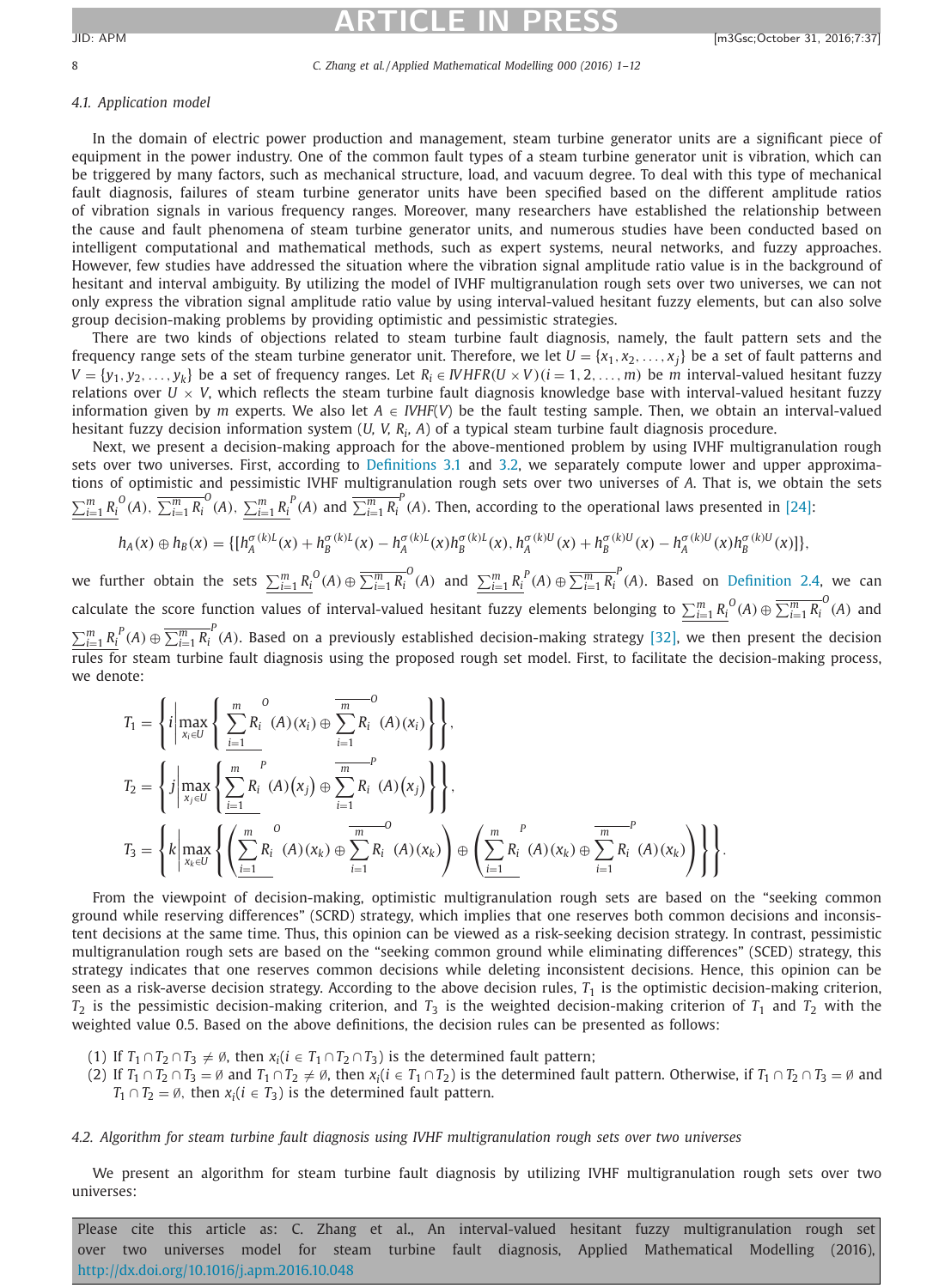### 4.1. Application model

In the domain of electric power production and management, steam turbine generator units are a significant piece of equipment in the power industry. One of the common fault types of a steam turbine generator unit is vibration, which can be triggered by many factors, such as mechanical structure, load, and vacuum degree. To deal with this type of mechanical fault diagnosis, failures of steam turbine generator units have been specified based on the different amplitude ratios of vibration signals in various frequency ranges. Moreover, many researchers have established the relationship between the cause and fault phenomena of steam turbine generator units, and numerous studies have been conducted based on intelligent computational and mathematical methods, such as expert systems, neural networks, and fuzzy approaches. However, few studies have addressed the situation where the vibration signal amplitude ratio value is in the background of hesitant and interval ambiguity. By utilizing the model of IVHF multigranulation rough sets over two universes, we can not only express the vibration signal amplitude ratio value by using interval-valued hesitant fuzzy elements, but can also solve group decision-making problems by providing optimistic and pessimistic strategies.

There are two kinds of objections related to steam turbine fault diagnosis, namely, the fault pattern sets and the frequency range sets of the steam turbine generator unit. Therefore, we let $U = \{x_1, x_2, \ldots, x_j\}$ be a set of fault patterns and $V = \{y_1, y_2, \ldots, y_k\}$ be a set of frequency ranges. Let $R_i \in IVHFR(U \times V)(i = 1, 2, \ldots, m)$ be $m$ interval-valued hesitant fuzzy relations over $U \times V$, which reflects the steam turbine fault diagnosis knowledge base with interval-valued hesitant fuzzy information given by $m$ experts. We also let $A \in IVHF(V)$ be the fault testing sample. Then, we obtain an interval-valued hesitant fuzzy decision information system $(U, V, R_i, A)$ of a typical steam turbine fault diagnosis procedure.

Next, we present a decision-making approach for the above-mentioned problem by using IVHF multigranulation rough sets over two universes. First, according to Definitions 3.1 and 3.2, we separately compute lower and upper approximations of optimistic and pessimistic IVHF multigranulation rough sets over two universes of $A$. That is, we obtain the sets $\underline{\sum_{i=1}^{m} R_i}^{O}(A)$, $\overline{\sum_{i=1}^{m} R_i}^{O}(A)$, $\underline{\sum_{i=1}^{m} R_i}^{P}(A)$ and $\overline{\sum_{i=1}^{m} R_i}^{P}(A)$. Then, according to the operational laws presented in [24]:

$$h_A(x) \oplus h_B(x) = \{[h_A^{\sigma(k)L}(x) + h_B^{\sigma(k)L}(x) - h_A^{\sigma(k)L}(x)h_B^{\sigma(k)L}(x), h_A^{\sigma(k)U}(x) + h_B^{\sigma(k)U}(x) - h_A^{\sigma(k)U}(x)h_B^{\sigma(k)U}(x)]\},$$

we further obtain the sets $\underline{\sum_{i=1}^{m} R_i}^{O}(A) \oplus \overline{\sum_{i=1}^{m} R_i}^{O}(A)$ and $\underline{\sum_{i=1}^{m} R_i}^{P}(A) \oplus \overline{\sum_{i=1}^{m} R_i}^{P}(A)$. Based on Definition 2.4, we can calculate the score function values of interval-valued hesitant fuzzy elements belonging to $\underline{\sum_{i=1}^{m} R_i}^{O}(A) \oplus \overline{\sum_{i=1}^{m} R_i}^{O}(A)$ and $\underline{\sum_{i=1}^{m} R_i}^{P}(A) \oplus \overline{\sum_{i=1}^{m} R_i}^{P}(A)$. Based on a previously established decision-making strategy [32], we then present the decision rules for steam turbine fault diagnosis using the proposed rough set model. First, to facilitate the decision-making process, we denote:

$$T_1 = \left\{ i \left| \max_{x_i \in U} \left\{ \underline{\sum_{i=1}^{m} R_i}^{O}(A)(x_i) \oplus \overline{\sum_{i=1}^{m} R_i}^{O}(A)(x_i) \right\} \right. \right\},$$

$$T_2 = \left\{ j \left| \max_{x_j \in U} \left\{ \underline{\sum_{i=1}^{m} R_i}^{P}(A)(x_j) \oplus \overline{\sum_{i=1}^{m} R_i}^{P}(A)(x_j) \right\} \right. \right\},$$

$$T_3 = \left\{ k \left| \max_{x_k \in U} \left\{ \left( \underline{\sum_{i=1}^{m} R_i}^{O}(A)(x_k) \oplus \overline{\sum_{i=1}^{m} R_i}^{O}(A)(x_k) \right) \oplus \left( \underline{\sum_{i=1}^{m} R_i}^{P}(A)(x_k) \oplus \overline{\sum_{i=1}^{m} R_i}^{P}(A)(x_k) \right) \right\} \right. \right\}.$$

From the viewpoint of decision-making, optimistic multigranulation rough sets are based on the "seeking common ground while reserving differences" (SCRD) strategy, which implies that one reserves both common decisions and inconsistent decisions at the same time. Thus, this opinion can be viewed as a risk-seeking decision strategy. In contrast, pessimistic multigranulation rough sets are based on the "seeking common ground while eliminating differences" (SCED) strategy, this strategy indicates that one reserves common decisions while deleting inconsistent decisions. Hence, this opinion can be seen as a risk-averse decision strategy. According to the above decision rules, $T_1$ is the optimistic decision-making criterion, $T_2$ is the pessimistic decision-making criterion, and $T_3$ is the weighted decision-making criterion of $T_1$ and $T_2$ with the weighted value 0.5. Based on the above definitions, the decision rules can be presented as follows:

(1) If $T_1 \cap T_2 \cap T_3 \neq \emptyset$, then $x_i (i \in T_1 \cap T_2 \cap T_3)$ is the determined fault pattern;
(2) If $T_1 \cap T_2 \cap T_3 = \emptyset$ and $T_1 \cap T_2 \neq \emptyset$, then $x_i (i \in T_1 \cap T_2)$ is the determined fault pattern. Otherwise, if $T_1 \cap T_2 \cap T_3 = \emptyset$ and $T_1 \cap T_2 = \emptyset$, then $x_i (i \in T_3)$ is the determined fault pattern.

### 4.2. Algorithm for steam turbine fault diagnosis using IVHF multigranulation rough sets over two universes

We present an algorithm for steam turbine fault diagnosis by utilizing IVHF multigranulation rough sets over two universes: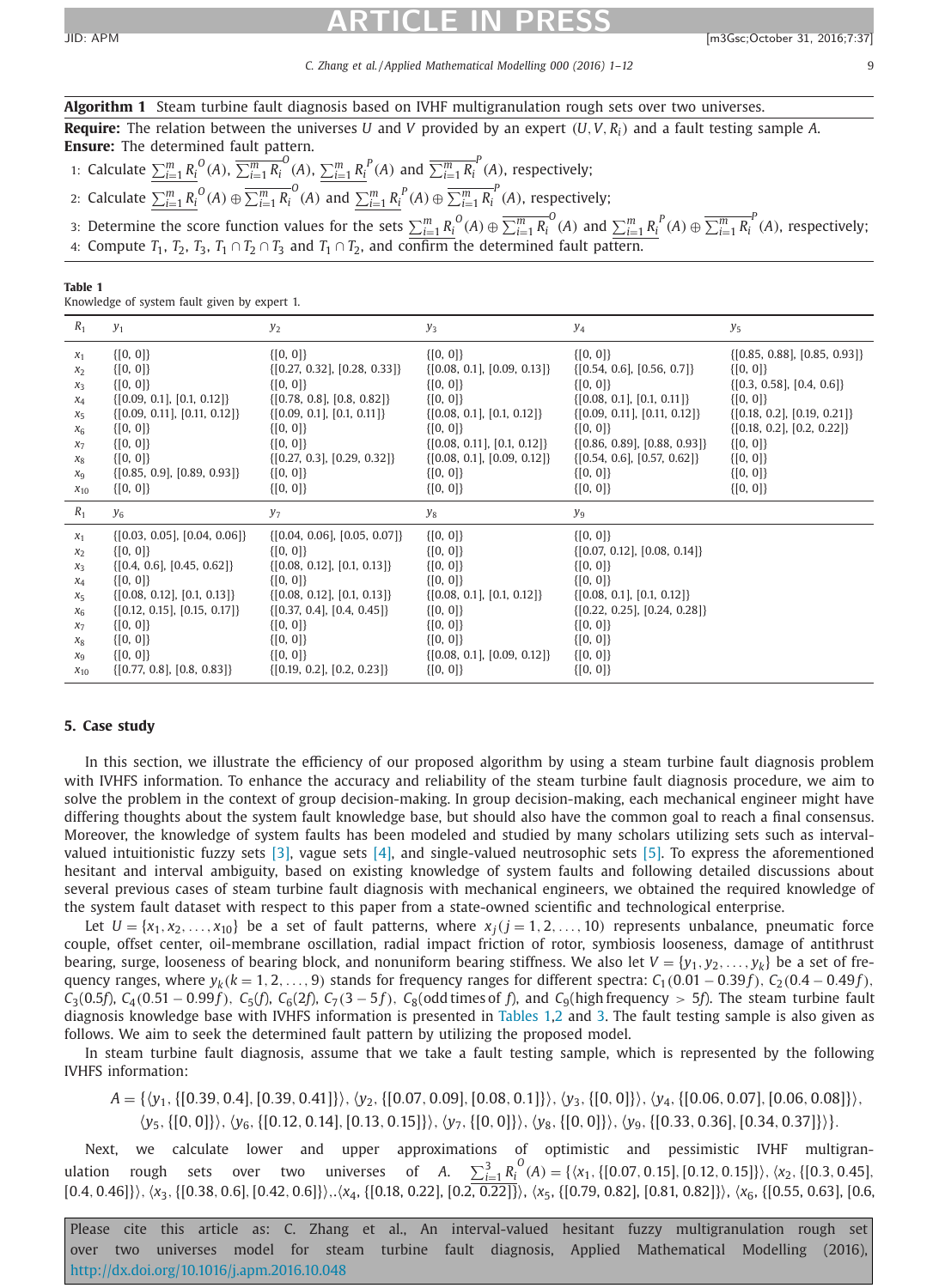**Algorithm 1** Steam turbine fault diagnosis based on IVHF multigranulation rough sets over two universes.

**Require:** The relation between the universes $U$ and $V$ provided by an expert $(U, V, R_i)$ and a fault testing sample $A$.
**Ensure:** The determined fault pattern.

1: Calculate $\underline{\sum_{i=1}^{m} R_i}^{O}(A)$, $\overline{\sum_{i=1}^{m} R_i}^{O}(A)$, $\underline{\sum_{i=1}^{m} R_i}^{P}(A)$ and $\overline{\sum_{i=1}^{m} R_i}^{P}(A)$, respectively;
2: Calculate $\underline{\sum_{i=1}^{m} R_i}^{O}(A) \oplus \overline{\sum_{i=1}^{m} R_i}^{O}(A)$ and $\underline{\sum_{i=1}^{m} R_i}^{P}(A) \oplus \overline{\sum_{i=1}^{m} R_i}^{P}(A)$, respectively;
3: Determine the score function values for the sets $\underline{\sum_{i=1}^{m} R_i}^{O}(A) \oplus \overline{\sum_{i=1}^{m} R_i}^{O}(A)$ and $\underline{\sum_{i=1}^{m} R_i}^{P}(A) \oplus \overline{\sum_{i=1}^{m} R_i}^{P}(A)$, respectively;
4: Compute $T_1$, $T_2$, $T_3$, $T_1 \cap T_2 \cap T_3$ and $T_1 \cap T_2$, and confirm the determined fault pattern.

**Table 1**
Knowledge of system fault given by expert 1.

| $R_1$ | $y_1$ | $y_2$ | $y_3$ | $y_4$ | $y_5$ |
|---|---|---|---|---|---|
| $x_1$ | {[0, 0]} | {[0, 0]} | {[0, 0]} | {[0, 0]} | {[0.85, 0.88], [0.85, 0.93]} |
| $x_2$ | {[0, 0]} | {[0.27, 0.32], [0.28, 0.33]} | {[0.08, 0.1], [0.09, 0.13]} | {[0.54, 0.6], [0.56, 0.7]} | {[0, 0]} |
| $x_3$ | {[0, 0]} | {[0, 0]} | {[0, 0]} | {[0, 0]} | {[0.3, 0.58], [0.4, 0.6]} |
| $x_4$ | {[0.09, 0.1], [0.1, 0.12]} | {[0.78, 0.8], [0.8, 0.82]} | {[0, 0]} | {[0.08, 0.1], [0.1, 0.11]} | {[0, 0]} |
| $x_5$ | {[0.09, 0.11], [0.11, 0.12]} | {[0.09, 0.1], [0.1, 0.11]} | {[0.08, 0.1], [0.1, 0.12]} | {[0.09, 0.11], [0.11, 0.12]} | {[0.18, 0.2], [0.19, 0.21]} |
| $x_6$ | {[0, 0]} | {[0, 0]} | {[0, 0]} | {[0, 0]} | {[0.18, 0.2], [0.2, 0.22]} |
| $x_7$ | {[0, 0]} | {[0, 0]} | {[0.08, 0.11], [0.1, 0.12]} | {[0.86, 0.89], [0.88, 0.93]} | {[0, 0]} |
| $x_8$ | {[0, 0]} | {[0.27, 0.3], [0.29, 0.32]} | {[0.08, 0.1], [0.09, 0.12]} | {[0.54, 0.6], [0.57, 0.62]} | {[0, 0]} |
| $x_9$ | {[0.85, 0.9], [0.89, 0.93]} | {[0, 0]} | {[0, 0]} | {[0, 0]} | {[0, 0]} |
| $x_{10}$ | {[0, 0]} | {[0, 0]} | {[0, 0]} | {[0, 0]} | {[0, 0]} |
| $R_1$ | $y_6$ | $y_7$ | $y_8$ | $y_9$ | |
| $x_1$ | {[0.03, 0.05], [0.04, 0.06]} | {[0.04, 0.06], [0.05, 0.07]} | {[0, 0]} | {[0, 0]} | |
| $x_2$ | {[0, 0]} | {[0, 0]} | {[0, 0]} | {[0.07, 0.12], [0.08, 0.14]} | |
| $x_3$ | {[0.4, 0.6], [0.45, 0.62]} | {[0.08, 0.12], [0.1, 0.13]} | {[0, 0]} | {[0, 0]} | |
| $x_4$ | {[0, 0]} | {[0, 0]} | {[0, 0]} | {[0, 0]} | |
| $x_5$ | {[0.08, 0.12], [0.1, 0.13]} | {[0.08, 0.12], [0.1, 0.13]} | {[0.08, 0.1], [0.1, 0.12]} | {[0.08, 0.1], [0.1, 0.12]} | |
| $x_6$ | {[0.12, 0.15], [0.15, 0.17]} | {[0.37, 0.4], [0.4, 0.45]} | {[0, 0]} | {[0.22, 0.25], [0.24, 0.28]} | |
| $x_7$ | {[0, 0]} | {[0, 0]} | {[0, 0]} | {[0, 0]} | |
| $x_8$ | {[0, 0]} | {[0, 0]} | {[0, 0]} | {[0, 0]} | |
| $x_9$ | {[0, 0]} | {[0, 0]} | {[0.08, 0.1], [0.09, 0.12]} | {[0, 0]} | |
| $x_{10}$ | {[0.77, 0.8], [0.8, 0.83]} | {[0.19, 0.2], [0.2, 0.23]} | {[0, 0]} | {[0, 0]} | |

## 5. Case study

In this section, we illustrate the efficiency of our proposed algorithm by using a steam turbine fault diagnosis problem with IVHFS information. To enhance the accuracy and reliability of the steam turbine fault diagnosis procedure, we aim to solve the problem in the context of group decision-making. In group decision-making, each mechanical engineer might have differing thoughts about the system fault knowledge base, but should also have the common goal to reach a final consensus. Moreover, the knowledge of system faults has been modeled and studied by many scholars utilizing sets such as interval-valued intuitionistic fuzzy sets [3], vague sets [4], and single-valued neutrosophic sets [5]. To express the aforementioned hesitant and interval ambiguity, based on existing knowledge of system faults and following detailed discussions about several previous cases of steam turbine fault diagnosis with mechanical engineers, we obtained the required knowledge of the system fault dataset with respect to this paper from a state-owned scientific and technological enterprise.

Let $U = \{x_1, x_2, \ldots, x_{10}\}$ be a set of fault patterns, where $x_j (j = 1, 2, \ldots, 10)$ represents unbalance, pneumatic force couple, offset center, oil-membrane oscillation, radial impact friction of rotor, symbiosis looseness, damage of antithrust bearing, surge, looseness of bearing block, and nonuniform bearing stiffness. We also let $V = \{y_1, y_2, \ldots, y_k\}$ be a set of frequency ranges, where $y_k (k = 1, 2, \ldots, 9)$ stands for frequency ranges for different spectra: $C_1(0.01-0.39f)$, $C_2(0.4-0.49f)$, $C_3(0.5f)$, $C_4(0.51-0.99f)$, $C_5(f)$, $C_6(2f)$, $C_7(3-5f)$, $C_8(\text{odd times of } f)$, and $C_9(\text{high frequency} > 5f)$. The steam turbine fault diagnosis knowledge base with IVHFS information is presented in Tables 1,2 and 3. The fault testing sample is also given as follows. We aim to seek the determined fault pattern by utilizing the proposed model.

In steam turbine fault diagnosis, assume that we take a fault testing sample, which is represented by the following IVHFS information:

$$A = \{\langle y_1, \{[0.39, 0.4], [0.39, 0.41]\}\rangle, \langle y_2, \{[0.07, 0.09], [0.08, 0.1]\}\rangle, \langle y_3, \{[0, 0]\}\rangle, \langle y_4, \{[0.06, 0.07], [0.06, 0.08]\}\rangle, \langle y_5, \{[0, 0]\}\rangle, \langle y_6, \{[0.12, 0.14], [0.13, 0.15]\}\rangle, \langle y_7, \{[0, 0]\}\rangle, \langle y_8, \{[0, 0]\}\rangle, \langle y_9, \{[0.33, 0.36], [0.34, 0.37]\}\rangle\}.$$

Next, we calculate lower and upper approximations of optimistic and pessimistic IVHF multigranulation rough sets over two universes of $A$. $\underline{\sum_{i=1}^{3} R_i}^{O}(A) = \{\langle x_1, \{[0.07, 0.15], [0.12, 0.15]\}\rangle, \langle x_2, \{[0.3, 0.45], [0.4, 0.46]\}\rangle, \langle x_3, \{[0.38, 0.6], [0.42, 0.6]\}\rangle, \langle x_4, \{[0.18, 0.22], [0.2, 0.22]\}\rangle, \langle x_5, \{[0.79, 0.82], [0.81, 0.82]\}\rangle, \langle x_6, \{[0.55, 0.63], [0.6,$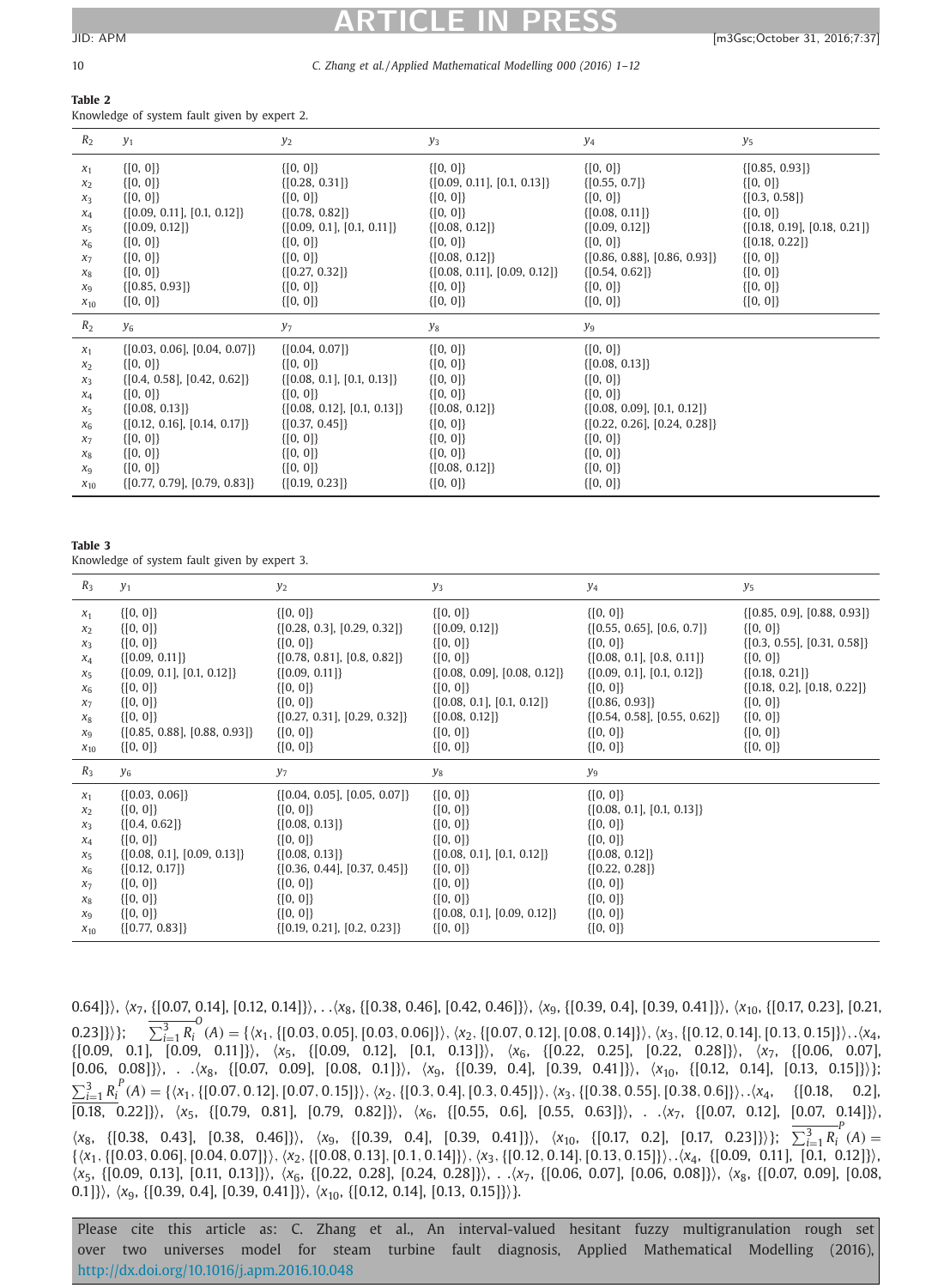**Table 2**
Knowledge of system fault given by expert 2.

| $R_2$ | $y_1$ | $y_2$ | $y_3$ | $y_4$ | $y_5$ |
|---|---|---|---|---|---|
| $x_1$ | {[0, 0]} | {[0, 0]} | {[0, 0]} | {[0, 0]} | {[0.85, 0.93]} |
| $x_2$ | {[0, 0]} | {[0.28, 0.31]} | {[0.09, 0.11], [0.1, 0.13]} | {[0.55, 0.7]} | {[0, 0]} |
| $x_3$ | {[0, 0]} | {[0, 0]} | {[0, 0]} | {[0, 0]} | {[0.3, 0.58]} |
| $x_4$ | {[0.09, 0.11], [0.1, 0.12]} | {[0.78, 0.82]} | {[0, 0]} | {[0.08, 0.11]} | {[0, 0]} |
| $x_5$ | {[0.09, 0.12]} | {[0.09, 0.1], [0.1, 0.11]} | {[0.08, 0.12]} | {[0.09, 0.12]} | {[0.18, 0.19], [0.18, 0.21]} |
| $x_6$ | {[0, 0]} | {[0, 0]} | {[0, 0]} | {[0, 0]} | {[0.18, 0.22]} |
| $x_7$ | {[0, 0]} | {[0, 0]} | {[0.08, 0.12]} | {[0.86, 0.88], [0.86, 0.93]} | {[0, 0]} |
| $x_8$ | {[0, 0]} | {[0.27, 0.32]} | {[0.08, 0.11], [0.09, 0.12]} | {[0.54, 0.62]} | {[0, 0]} |
| $x_9$ | {[0.85, 0.93]} | {[0, 0]} | {[0, 0]} | {[0, 0]} | {[0, 0]} |
| $x_{10}$ | {[0, 0]} | {[0, 0]} | {[0, 0]} | {[0, 0]} | {[0, 0]} |
| $R_2$ | $y_6$ | $y_7$ | $y_8$ | $y_9$ | |
| $x_1$ | {[0.03, 0.06], [0.04, 0.07]} | {[0.04, 0.07]} | {[0, 0]} | {[0, 0]} | |
| $x_2$ | {[0, 0]} | {[0, 0]} | {[0, 0]} | {[0.08, 0.13]} | |
| $x_3$ | {[0.4, 0.58], [0.42, 0.62]} | {[0.08, 0.1], [0.1, 0.13]} | {[0, 0]} | {[0, 0]} | |
| $x_4$ | {[0, 0]} | {[0, 0]} | {[0, 0]} | {[0, 0]} | |
| $x_5$ | {[0.08, 0.13]} | {[0.08, 0.12], [0.1, 0.13]} | {[0.08, 0.12]} | {[0.08, 0.09], [0.1, 0.12]} | |
| $x_6$ | {[0.12, 0.16], [0.14, 0.17]} | {[0.37, 0.45]} | {[0, 0]} | {[0.22, 0.26], [0.24, 0.28]} | |
| $x_7$ | {[0, 0]} | {[0, 0]} | {[0, 0]} | {[0, 0]} | |
| $x_8$ | {[0, 0]} | {[0, 0]} | {[0, 0]} | {[0, 0]} | |
| $x_9$ | {[0, 0]} | {[0, 0]} | {[0.08, 0.12]} | {[0, 0]} | |
| $x_{10}$ | {[0.77, 0.79], [0.79, 0.83]} | {[0.19, 0.23]} | {[0, 0]} | {[0, 0]} | |

**Table 3**
Knowledge of system fault given by expert 3.

| $R_3$ | $y_1$ | $y_2$ | $y_3$ | $y_4$ | $y_5$ |
|---|---|---|---|---|---|
| $x_1$ | {[0, 0]} | {[0, 0]} | {[0, 0]} | {[0, 0]} | {[0.85, 0.9], [0.88, 0.93]} |
| $x_2$ | {[0, 0]} | {[0.28, 0.3], [0.29, 0.32]} | {[0.09, 0.12]} | {[0.55, 0.65], [0.6, 0.7]} | {[0, 0]} |
| $x_3$ | {[0, 0]} | {[0, 0]} | {[0, 0]} | {[0, 0]} | {[0.3, 0.55], [0.31, 0.58]} |
| $x_4$ | {[0.09, 0.11]} | {[0.78, 0.81], [0.8, 0.82]} | {[0, 0]} | {[0.08, 0.1], [0.8, 0.11]} | {[0, 0]} |
| $x_5$ | {[0.09, 0.1], [0.1, 0.12]} | {[0.09, 0.11]} | {[0.08, 0.09], [0.08, 0.12]} | {[0.09, 0.1], [0.1, 0.12]} | {[0.18, 0.21]} |
| $x_6$ | {[0, 0]} | {[0, 0]} | {[0, 0]} | {[0, 0]} | {[0.18, 0.2], [0.18, 0.22]} |
| $x_7$ | {[0, 0]} | {[0, 0]} | {[0.08, 0.1], [0.1, 0.12]} | {[0.86, 0.93]} | {[0, 0]} |
| $x_8$ | {[0, 0]} | {[0.27, 0.31], [0.29, 0.32]} | {[0.08, 0.12]} | {[0.54, 0.58], [0.55, 0.62]} | {[0, 0]} |
| $x_9$ | {[0.85, 0.88], [0.88, 0.93]} | {[0, 0]} | {[0, 0]} | {[0, 0]} | {[0, 0]} |
| $x_{10}$ | {[0, 0]} | {[0, 0]} | {[0, 0]} | {[0, 0]} | {[0, 0]} |
| $R_3$ | $y_6$ | $y_7$ | $y_8$ | $y_9$ | |
| $x_1$ | {[0.03, 0.06]} | {[0.04, 0.05], [0.05, 0.07]} | {[0, 0]} | {[0, 0]} | |
| $x_2$ | {[0, 0]} | {[0, 0]} | {[0, 0]} | {[0.08, 0.1], [0.1, 0.13]} | |
| $x_3$ | {[0.4, 0.62]} | {[0.08, 0.13]} | {[0, 0]} | {[0, 0]} | |
| $x_4$ | {[0, 0]} | {[0, 0]} | {[0, 0]} | {[0, 0]} | |
| $x_5$ | {[0.08, 0.1], [0.09, 0.13]} | {[0.08, 0.13]} | {[0.08, 0.1], [0.1, 0.12]} | {[0.08, 0.12]} | |
| $x_6$ | {[0.12, 0.17]} | {[0.36, 0.44], [0.37, 0.45]} | {[0, 0]} | {[0.22, 0.28]} | |
| $x_7$ | {[0, 0]} | {[0, 0]} | {[0, 0]} | {[0, 0]} | |
| $x_8$ | {[0, 0]} | {[0, 0]} | {[0, 0]} | {[0, 0]} | |
| $x_9$ | {[0, 0]} | {[0, 0]} | {[0.08, 0.1], [0.09, 0.12]} | {[0, 0]} | |
| $x_{10}$ | {[0.77, 0.83]} | {[0.19, 0.21], [0.2, 0.23]} | {[0, 0]} | {[0, 0]} | |

0.64]}⟩, ⟨$x_7$, {[0.07, 0.14], [0.12, 0.14]}⟩, . .⟨$x_8$, {[0.38, 0.46], [0.42, 0.46]}⟩, ⟨$x_9$, {[0.39, 0.4], [0.39, 0.41]}⟩, ⟨$x_{10}$, {[0.17, 0.23], [0.21, 0.23]}⟩}; $\overline{\sum_{i=1}^{3} R_i}^{O}(A)$ = {⟨$x_1$, {[0.03, 0.05], [0.03, 0.06]}⟩, ⟨$x_2$, {[0.07, 0.12], [0.08, 0.14]}⟩, ⟨$x_3$, {[0.12, 0.14], [0.13, 0.15]}⟩, .⟨$x_4$, {[0.09, 0.1], [0.09, 0.11]}⟩, ⟨$x_5$, {[0.09, 0.12], [0.1, 0.13]}⟩, ⟨$x_6$, {[0.22, 0.25], [0.22, 0.28]}⟩, ⟨$x_7$, {[0.06, 0.07], [0.06, 0.08]}⟩, . .⟨$x_8$, {[0.07, 0.09], [0.08, 0.1]}⟩, ⟨$x_9$, {[0.39, 0.4], [0.39, 0.41]}⟩, ⟨$x_{10}$, {[0.12, 0.14], [0.13, 0.15]}⟩}; $\underline{\sum_{i=1}^{3} R_i}^{P}(A)$ = {⟨$x_1$, {[0.07, 0.12], [0.07, 0.15]}⟩, ⟨$x_2$, {[0.3, 0.4], [0.3, 0.45]}⟩, ⟨$x_3$, {[0.38, 0.55], [0.38, 0.6]}⟩, .⟨$x_4$, {[0.18, 0.2], [0.18, 0.22]}⟩, ⟨$x_5$, {[0.79, 0.81], [0.79, 0.82]}⟩, ⟨$x_6$, {[0.55, 0.6], [0.55, 0.63]}⟩, . .⟨$x_7$, {[0.07, 0.12], [0.07, 0.14]}⟩, ⟨$x_8$, {[0.38, 0.43], [0.38, 0.46]}⟩, ⟨$x_9$, {[0.39, 0.4], [0.39, 0.41]}⟩, ⟨$x_{10}$, {[0.17, 0.2], [0.17, 0.23]}⟩}; $\overline{\sum_{i=1}^{3} R_i}^{P}(A)$ = {⟨$x_1$, {[0.03, 0.06], [0.04, 0.07]}⟩, ⟨$x_2$, {[0.08, 0.13], [0.1, 0.14]}⟩, ⟨$x_3$, {[0.12, 0.14], [0.13, 0.15]}⟩, .⟨$x_4$, {[0.09, 0.11], [0.1, 0.12]}⟩, ⟨$x_5$, {[0.09, 0.13], [0.11, 0.13]}⟩, ⟨$x_6$, {[0.22, 0.28], [0.24, 0.28]}⟩, . .⟨$x_7$, {[0.06, 0.07], [0.06, 0.08]}⟩, ⟨$x_8$, {[0.07, 0.09], [0.08, 0.1]}⟩, ⟨$x_9$, {[0.39, 0.4], [0.39, 0.41]}⟩, ⟨$x_{10}$, {[0.12, 0.14], [0.13, 0.15]}⟩}.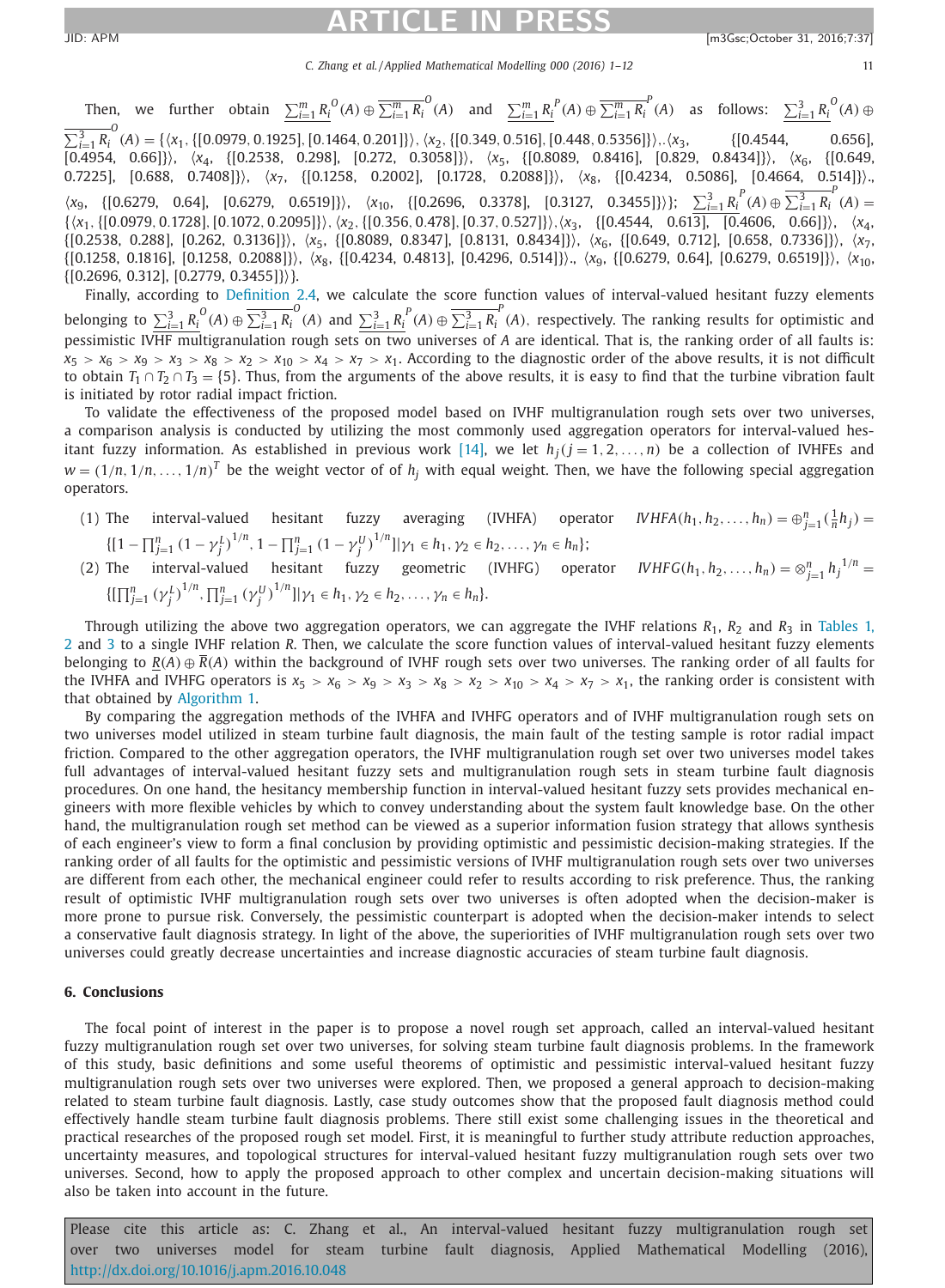Then, we further obtain $\underline{\sum_{i=1}^{m} R_i}^{O}(A) \oplus \overline{\sum_{i=1}^{m} R_i}^{O}(A)$ and $\underline{\sum_{i=1}^{m} R_i}^{P}(A) \oplus \overline{\sum_{i=1}^{m} R_i}^{P}(A)$ as follows: $\underline{\sum_{i=1}^{3} R_i}^{O}(A) \oplus \overline{\sum_{i=1}^{3} R_i}^{O}(A) = \{\langle x_1, \{[0.0979, 0.1925], [0.1464, 0.201]\}\rangle, \langle x_2, \{[0.349, 0.516], [0.448, 0.5356]\}\rangle, \langle x_3, \{[0.4544, 0.656], [0.4954, 0.66]\}\rangle, \langle x_4, \{[0.2538, 0.298], [0.272, 0.3058]\}\rangle, \langle x_5, \{[0.8089, 0.8416], [0.829, 0.8434]\}\rangle, \langle x_6, \{[0.649, 0.7225], [0.688, 0.7408]\}\rangle, \langle x_7, \{[0.1258, 0.2002], [0.1728, 0.2088]\}\rangle, \langle x_8, \{[0.4234, 0.5086], [0.4664, 0.514]\}\rangle, \langle x_9, \{[0.6279, 0.64], [0.6279, 0.6519]\}\rangle, \langle x_{10}, \{[0.2696, 0.3378], [0.3127, 0.3455]\}\rangle\}$; $\underline{\sum_{i=1}^{3} R_i}^{P}(A) \oplus \overline{\sum_{i=1}^{3} R_i}^{P}(A) = \{\langle x_1, \{[0.0979, 0.1728], [0.1072, 0.2095]\}\rangle, \langle x_2, \{[0.356, 0.478], [0.37, 0.527]\}\rangle, \langle x_3, \{[0.4544, 0.613], [0.4606, 0.66]\}\rangle, \langle x_4, \{[0.2538, 0.288], [0.262, 0.3136]\}\rangle, \langle x_5, \{[0.8089, 0.8347], [0.8131, 0.8434]\}\rangle, \langle x_6, \{[0.649, 0.712], [0.658, 0.7336]\}\rangle, \langle x_7, \{[0.1258, 0.1816], [0.1258, 0.2088]\}\rangle, \langle x_8, \{[0.4234, 0.4813], [0.4296, 0.514]\}\rangle, \langle x_9, \{[0.6279, 0.64], [0.6279, 0.6519]\}\rangle, \langle x_{10}, \{[0.2696, 0.312], [0.2779, 0.3455]\}\rangle\}$.

Finally, according to Definition 2.4, we calculate the score function values of interval-valued hesitant fuzzy elements belonging to $\underline{\sum_{i=1}^{3} R_i}^{O}(A) \oplus \overline{\sum_{i=1}^{3} R_i}^{O}(A)$ and $\underline{\sum_{i=1}^{3} R_i}^{P}(A) \oplus \overline{\sum_{i=1}^{3} R_i}^{P}(A)$, respectively. The ranking results for optimistic and pessimistic IVHF multigranulation rough sets on two universes of $A$ are identical. That is, the ranking order of all faults is: $x_5 > x_6 > x_9 > x_3 > x_8 > x_2 > x_{10} > x_4 > x_7 > x_1$. According to the diagnostic order of the above results, it is not difficult to obtain $T_1 \cap T_2 \cap T_3 = \{5\}$. Thus, from the arguments of the above results, it is easy to find that the turbine vibration fault is initiated by rotor radial impact friction.

To validate the effectiveness of the proposed model based on IVHF multigranulation rough sets over two universes, a comparison analysis is conducted by utilizing the most commonly used aggregation operators for interval-valued hesitant fuzzy information. As established in previous work [14], we let $h_j (j = 1, 2, \ldots, n)$ be a collection of IVHFEs and $w = (1/n, 1/n, \ldots, 1/n)^T$ be the weight vector of of $h_j$ with equal weight. Then, we have the following special aggregation operators.

(1) The interval-valued hesitant fuzzy averaging (IVHFA) operator $IVHFA(h_1, h_2, \ldots, h_n) = \oplus_{j=1}^{n}(\frac{1}{n}h_j) = \{[1 - \prod_{j=1}^{n}(1-\gamma_j^L)^{1/n}, 1 - \prod_{j=1}^{n}(1-\gamma_j^U)^{1/n}] | \gamma_1 \in h_1, \gamma_2 \in h_2, \ldots, \gamma_n \in h_n\}$;

(2) The interval-valued hesitant fuzzy geometric (IVHFG) operator $IVHFG(h_1, h_2, \ldots, h_n) = \otimes_{j=1}^{n} h_j^{1/n} = \{[\prod_{j=1}^{n}(\gamma_j^L)^{1/n}, \prod_{j=1}^{n}(\gamma_j^U)^{1/n}] | \gamma_1 \in h_1, \gamma_2 \in h_2, \ldots, \gamma_n \in h_n\}$.

Through utilizing the above two aggregation operators, we can aggregate the IVHF relations $R_1$, $R_2$ and $R_3$ in Tables 1, 2 and 3 to a single IVHF relation $R$. Then, we calculate the score function values of interval-valued hesitant fuzzy elements belonging to $\underline{R}(A) \oplus \overline{R}(A)$ within the background of IVHF rough sets over two universes. The ranking order of all faults for the IVHFA and IVHFG operators is $x_5 > x_6 > x_9 > x_3 > x_8 > x_2 > x_{10} > x_4 > x_7 > x_1$, the ranking order is consistent with that obtained by Algorithm 1.

By comparing the aggregation methods of the IVHFA and IVHFG operators and of IVHF multigranulation rough sets on two universes model utilized in steam turbine fault diagnosis, the main fault of the testing sample is rotor radial impact friction. Compared to the other aggregation operators, the IVHF multigranulation rough set over two universes model takes full advantages of interval-valued hesitant fuzzy sets and multigranulation rough sets in steam turbine fault diagnosis procedures. On one hand, the hesitancy membership function in interval-valued hesitant fuzzy sets provides mechanical engineers with more flexible vehicles by which to convey understanding about the system fault knowledge base. On the other hand, the multigranulation rough set method can be viewed as a superior information fusion strategy that allows synthesis of each engineer's view to form a final conclusion by providing optimistic and pessimistic decision-making strategies. If the ranking order of all faults for the optimistic and pessimistic versions of IVHF multigranulation rough sets over two universes are different from each other, the mechanical engineer could refer to results according to risk preference. Thus, the ranking result of optimistic IVHF multigranulation rough sets over two universes is often adopted when the decision-maker is more prone to pursue risk. Conversely, the pessimistic counterpart is adopted when the decision-maker intends to select a conservative fault diagnosis strategy. In light of the above, the superiorities of IVHF multigranulation rough sets over two universes could greatly decrease uncertainties and increase diagnostic accuracies of steam turbine fault diagnosis.

## 6. Conclusions

The focal point of interest in the paper is to propose a novel rough set approach, called an interval-valued hesitant fuzzy multigranulation rough set over two universes, for solving steam turbine fault diagnosis problems. In the framework of this study, basic definitions and some useful theorems of optimistic and pessimistic interval-valued hesitant fuzzy multigranulation rough sets over two universes were explored. Then, we proposed a general approach to decision-making related to steam turbine fault diagnosis. Lastly, case study outcomes show that the proposed fault diagnosis method could effectively handle steam turbine fault diagnosis problems. There still exist some challenging issues in the theoretical and practical researches of the proposed rough set model. First, it is meaningful to further study attribute reduction approaches, uncertainty measures, and topological structures for interval-valued hesitant fuzzy multigranulation rough sets over two universes. Second, how to apply the proposed approach to other complex and uncertain decision-making situations will also be taken into account in the future.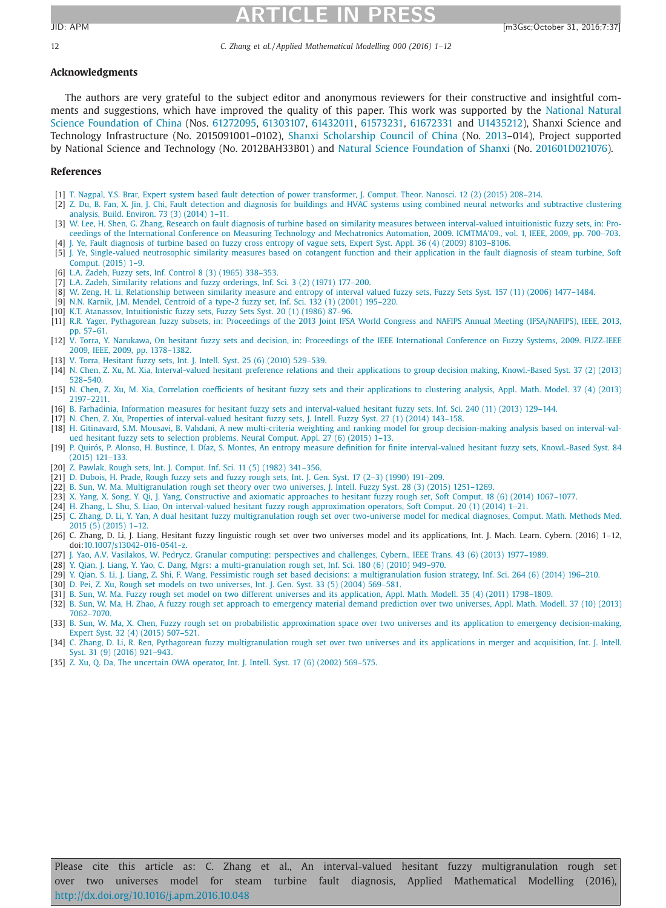## Acknowledgments

The authors are very grateful to the subject editor and anonymous reviewers for their constructive and insightful comments and suggestions, which have improved the quality of this paper. This work was supported by the National Natural Science Foundation of China (Nos. 61272095, 61303107, 61432011, 61573231, 61672331 and U1435212), Shanxi Science and Technology Infrastructure (No. 2015091001–0102), Shanxi Scholarship Council of China (No. 2013–014), Project supported by National Science and Technology (No. 2012BAH33B01) and Natural Science Foundation of Shanxi (No. 201601D021076).

## References

[1] T. Nagpal, Y.S. Brar, Expert system based fault detection of power transformer, J. Comput. Theor. Nanosci. 12 (2) (2015) 208–214.

[2] Z. Du, B. Fan, X. Jin, J. Chi, Fault detection and diagnosis for buildings and HVAC systems using combined neural networks and subtractive clustering analysis, Build. Environ. 73 (3) (2014) 1–11.

[3] W. Lee, H. Shen, G. Zhang, Research on fault diagnosis of turbine based on similarity measures between interval-valued intuitionistic fuzzy sets, in: Proceedings of the International Conference on Measuring Technology and Mechatronics Automation, 2009. ICMTMA'09., vol. 1, IEEE, 2009, pp. 700–703.

[4] J. Ye, Fault diagnosis of turbine based on fuzzy cross entropy of vague sets, Expert Syst. Appl. 36 (4) (2009) 8103–8106.

[5] J. Ye, Single-valued neutrosophic similarity measures based on cotangent function and their application in the fault diagnosis of steam turbine, Soft Comput. (2015) 1–9.

[6] L.A. Zadeh, Fuzzy sets, Inf. Control 8 (3) (1965) 338–353.

[7] L.A. Zadeh, Similarity relations and fuzzy orderings, Inf. Sci. 3 (2) (1971) 177–200.

[8] W. Zeng, H. Li, Relationship between similarity measure and entropy of interval valued fuzzy sets, Fuzzy Sets Syst. 157 (11) (2006) 1477–1484.

[9] N.N. Karnik, J.M. Mendel, Centroid of a type-2 fuzzy set, Inf. Sci. 132 (1) (2001) 195–220.

[10] K.T. Atanassov, Intuitionistic fuzzy sets, Fuzzy Sets Syst. 20 (1) (1986) 87–96.

[11] R.R. Yager, Pythagorean fuzzy subsets, in: Proceedings of the 2013 Joint IFSA World Congress and NAFIPS Annual Meeting (IFSA/NAFIPS), IEEE, 2013, pp. 57–61.

[12] V. Torra, Y. Narukawa, On hesitant fuzzy sets and decision, in: Proceedings of the IEEE International Conference on Fuzzy Systems, 2009. FUZZ-IEEE 2009, IEEE, 2009, pp. 1378–1382.

[13] V. Torra, Hesitant fuzzy sets, Int. J. Intell. Syst. 25 (6) (2010) 529–539.

[14] N. Chen, Z. Xu, M. Xia, Interval-valued hesitant preference relations and their applications to group decision making, Knowl.-Based Syst. 37 (2) (2013) 528–540.

[15] N. Chen, Z. Xu, M. Xia, Correlation coefficients of hesitant fuzzy sets and their applications to clustering analysis, Appl. Math. Model. 37 (4) (2013) 2197–2211.

[16] B. Farhadinia, Information measures for hesitant fuzzy sets and interval-valued hesitant fuzzy sets, Inf. Sci. 240 (11) (2013) 129–144.

[17] N. Chen, Z. Xu, Properties of interval-valued hesitant fuzzy sets, J. Intell. Fuzzy Syst. 27 (1) (2014) 143–158.

[18] H. Gitinavard, S.M. Mousavi, B. Vahdani, A new multi-criteria weighting and ranking model for group decision-making analysis based on interval-valued hesitant fuzzy sets to selection problems, Neural Comput. Appl. 27 (6) (2015) 1–13.

[19] P. Quirós, P. Alonso, H. Bustince, I. Díaz, S. Montes, An entropy measure definition for finite interval-valued hesitant fuzzy sets, Knowl.-Based Syst. 84 (2015) 121–133.

[20] Z. Pawlak, Rough sets, Int. J. Comput. Inf. Sci. 11 (5) (1982) 341–356.

[21] D. Dubois, H. Prade, Rough fuzzy sets and fuzzy rough sets, Int. J. Gen. Syst. 17 (2–3) (1990) 191–209.

[22] B. Sun, W. Ma, Multigranulation rough set theory over two universes, J. Intell. Fuzzy Syst. 28 (3) (2015) 1251–1269.

[23] X. Yang, X. Song, Y. Qi, J. Yang, Constructive and axiomatic approaches to hesitant fuzzy rough set, Soft Comput. 18 (6) (2014) 1067–1077.

[24] H. Zhang, L. Shu, S. Liao, On interval-valued hesitant fuzzy rough approximation operators, Soft Comput. 20 (1) (2014) 1–21.

[25] C. Zhang, D. Li, Y. Yan, A dual hesitant fuzzy multigranulation rough set over two-universe model for medical diagnoses, Comput. Math. Methods Med. 2015 (5) (2015) 1–12.

[26] C. Zhang, D. Li, J. Liang, Hesitant fuzzy linguistic rough set over two universes model and its applications, Int. J. Mach. Learn. Cybern. (2016) 1–12, doi:10.1007/s13042-016-0541-z.

[27] J. Yao, A.V. Vasilakos, W. Pedrycz, Granular computing: perspectives and challenges, Cybern., IEEE Trans. 43 (6) (2013) 1977–1989.

[28] Y. Qian, J. Liang, Y. Yao, C. Dang, Mgrs: a multi-granulation rough set, Inf. Sci. 180 (6) (2010) 949–970.

[29] Y. Qian, S. Li, J. Liang, Z. Shi, F. Wang, Pessimistic rough set based decisions: a multigranulation fusion strategy, Inf. Sci. 264 (6) (2014) 196–210.

[30] D. Pei, Z. Xu, Rough set models on two universes, Int. J. Gen. Syst. 33 (5) (2004) 569–581.

[31] B. Sun, W. Ma, Fuzzy rough set model on two different universes and its application, Appl. Math. Modell. 35 (4) (2011) 1798–1809.

[32] B. Sun, W. Ma, H. Zhao, A fuzzy rough set approach to emergency material demand prediction over two universes, Appl. Math. Modell. 37 (10) (2013) 7062–7070.

[33] B. Sun, W. Ma, X. Chen, Fuzzy rough set on probabilistic approximation space over two universes and its application to emergency decision-making, Expert Syst. 32 (4) (2015) 507–521.

[34] C. Zhang, D. Li, R. Ren, Pythagorean fuzzy multigranulation rough set over two universes and its applications in merger and acquisition, Int. J. Intell. Syst. 31 (9) (2016) 921–943.

[35] Z. Xu, Q. Da, The uncertain OWA operator, Int. J. Intell. Syst. 17 (6) (2002) 569–575.

Please cite this article as: C. Zhang et al., An interval-valued hesitant fuzzy multigranulation rough set over two universes model for steam turbine fault diagnosis, Applied Mathematical Modelling (2016), http://dx.doi.org/10.1016/j.apm.2016.10.048